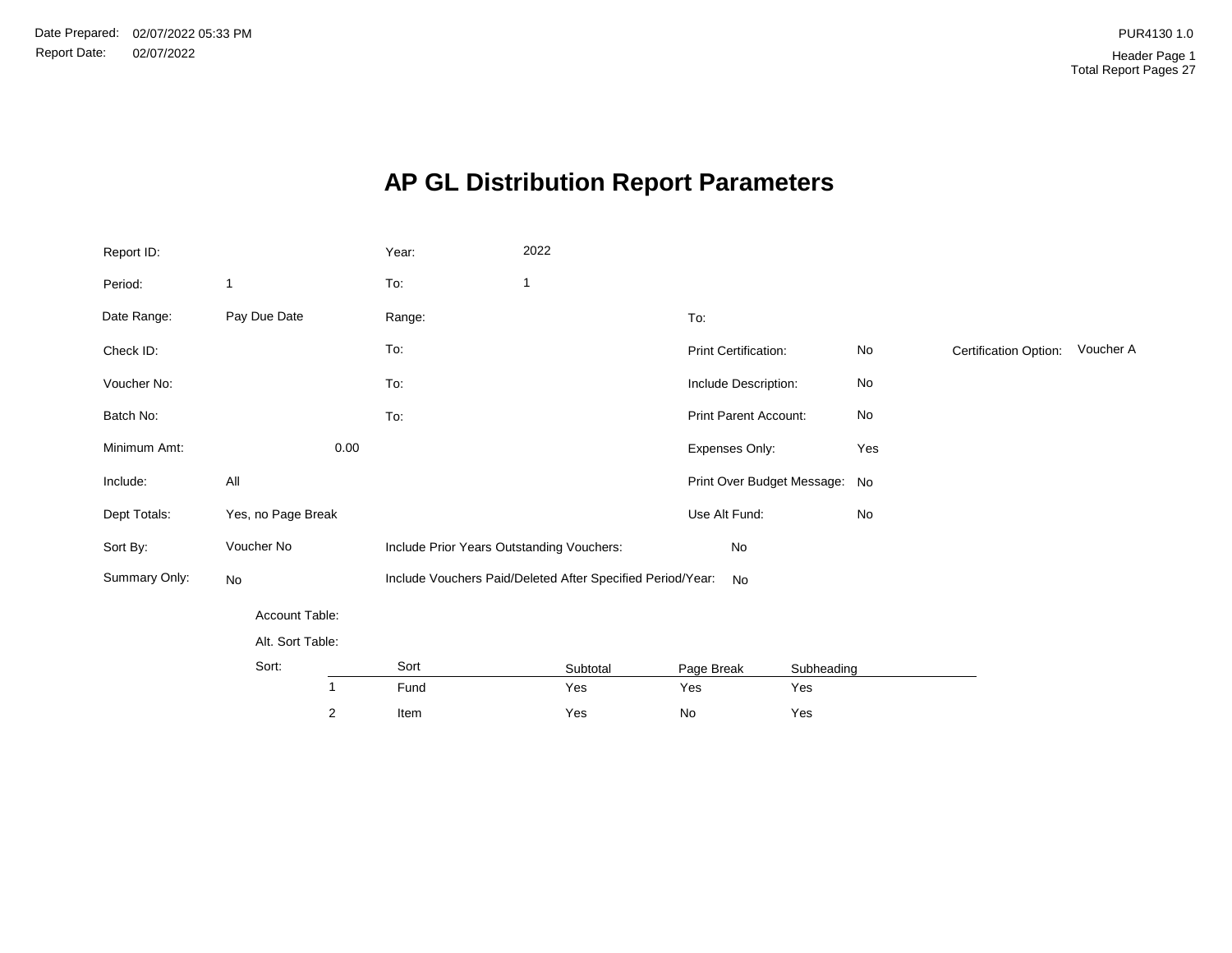Date Prepared: 02/07/2022 05:33 PM
Report Date: 02/07/2022

PUR4130 1.0
Header Page 1
Total Report Pages 27

# AP GL Distribution Report Parameters

| | | | | | | | |
|---|---|---|---|---|---|---|---|
| Report ID: | | Year: | 2022 | | | | |
| Period: | 1 | To: | 1 | | | | |
| Date Range: | Pay Due Date | Range: | | To: | | | |
| Check ID: | | To: | | Print Certification: | No | Certification Option: | Voucher A |
| Voucher No: | | To: | | Include Description: | No | | |
| Batch No: | | To: | | Print Parent Account: | No | | |
| Minimum Amt: | 0.00 | | | Expenses Only: | Yes | | |
| Include: | All | | | Print Over Budget Message: | No | | |
| Dept Totals: | Yes, no Page Break | | | Use Alt Fund: | No | | |
| Sort By: | Voucher No | Include Prior Years Outstanding Vouchers: | | No | | | |
| Summary Only: | No | Include Vouchers Paid/Deleted After Specified Period/Year: | | No | | | |

Account Table:

Alt. Sort Table:

Sort:

| | Sort | Subtotal | Page Break | Subheading |
|---|---|---|---|---|
| 1 | Fund | Yes | Yes | Yes |
| 2 | Item | Yes | No | Yes |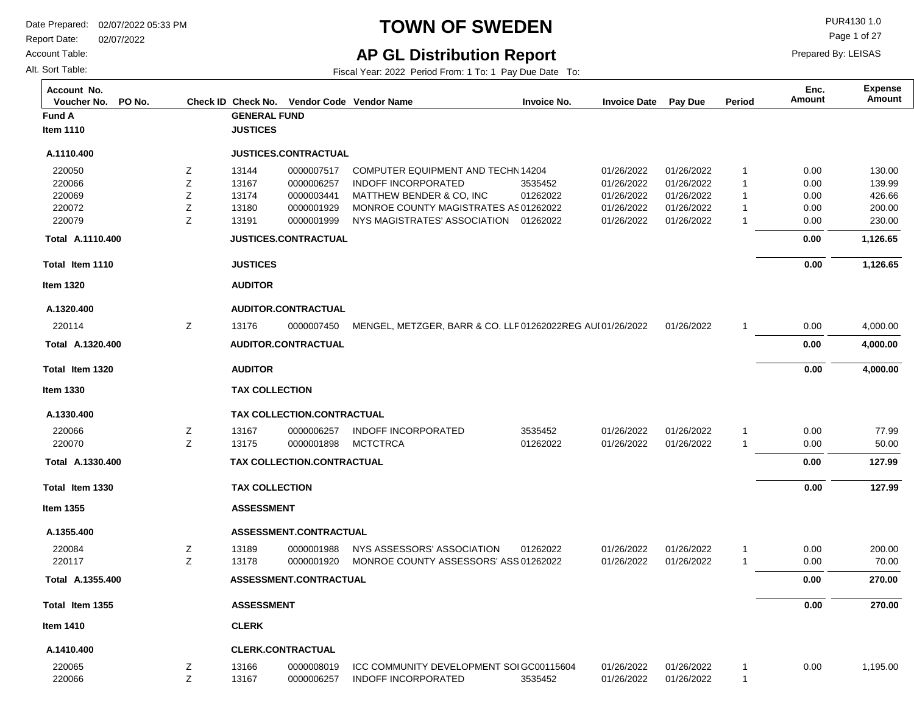# TOWN OF SWEDEN

## AP GL Distribution Report

Date Prepared: 02/07/2022 05:33 PM
Report Date: 02/07/2022
Account Table:
Alt. Sort Table:

PUR4130 1.0
Prepared By: LEISAS

Fiscal Year: 2022 Period From: 1 To: 1 Pay Due Date To:

| Account No. / Voucher No. | PO No. | Check ID | Check No. | Vendor Code | Vendor Name | Invoice No. | Invoice Date | Pay Due | Period | Enc. Amount | Expense Amount |
|---|---|---|---|---|---|---|---|---|---|---|---|
| **Fund A** | | | **GENERAL FUND** | | | | | | | | |
| **Item 1110** | | | **JUSTICES** | | | | | | | | |
| **A.1110.400** | | | **JUSTICES.CONTRACTUAL** | | | | | | | | |
| 220050 | | Z | 13144 | 0000007517 | COMPUTER EQUIPMENT AND TECHN | 14204 | 01/26/2022 | 01/26/2022 | 1 | 0.00 | 130.00 |
| 220066 | | Z | 13167 | 0000006257 | INDOFF INCORPORATED | 3535452 | 01/26/2022 | 01/26/2022 | 1 | 0.00 | 139.99 |
| 220069 | | Z | 13174 | 0000003441 | MATTHEW BENDER & CO, INC | 01262022 | 01/26/2022 | 01/26/2022 | 1 | 0.00 | 426.66 |
| 220072 | | Z | 13180 | 0000001929 | MONROE COUNTY MAGISTRATES AS | 01262022 | 01/26/2022 | 01/26/2022 | 1 | 0.00 | 200.00 |
| 220079 | | Z | 13191 | 0000001999 | NYS MAGISTRATES' ASSOCIATION | 01262022 | 01/26/2022 | 01/26/2022 | 1 | 0.00 | 230.00 |
| **Total A.1110.400** | | | **JUSTICES.CONTRACTUAL** | | | | | | | **0.00** | **1,126.65** |
| **Total Item 1110** | | | **JUSTICES** | | | | | | | **0.00** | **1,126.65** |
| **Item 1320** | | | **AUDITOR** | | | | | | | | |
| **A.1320.400** | | | **AUDITOR.CONTRACTUAL** | | | | | | | | |
| 220114 | | Z | 13176 | 0000007450 | MENGEL, METZGER, BARR & CO. LLF | 01262022REG AUI | 01/26/2022 | 01/26/2022 | 1 | 0.00 | 4,000.00 |
| **Total A.1320.400** | | | **AUDITOR.CONTRACTUAL** | | | | | | | **0.00** | **4,000.00** |
| **Total Item 1320** | | | **AUDITOR** | | | | | | | **0.00** | **4,000.00** |
| **Item 1330** | | | **TAX COLLECTION** | | | | | | | | |
| **A.1330.400** | | | **TAX COLLECTION.CONTRACTUAL** | | | | | | | | |
| 220066 | | Z | 13167 | 0000006257 | INDOFF INCORPORATED | 3535452 | 01/26/2022 | 01/26/2022 | 1 | 0.00 | 77.99 |
| 220070 | | Z | 13175 | 0000001898 | MCTCTRCA | 01262022 | 01/26/2022 | 01/26/2022 | 1 | 0.00 | 50.00 |
| **Total A.1330.400** | | | **TAX COLLECTION.CONTRACTUAL** | | | | | | | **0.00** | **127.99** |
| **Total Item 1330** | | | **TAX COLLECTION** | | | | | | | **0.00** | **127.99** |
| **Item 1355** | | | **ASSESSMENT** | | | | | | | | |
| **A.1355.400** | | | **ASSESSMENT.CONTRACTUAL** | | | | | | | | |
| 220084 | | Z | 13189 | 0000001988 | NYS ASSESSORS' ASSOCIATION | 01262022 | 01/26/2022 | 01/26/2022 | 1 | 0.00 | 200.00 |
| 220117 | | Z | 13178 | 0000001920 | MONROE COUNTY ASSESSORS' ASS | 01262022 | 01/26/2022 | 01/26/2022 | 1 | 0.00 | 70.00 |
| **Total A.1355.400** | | | **ASSESSMENT.CONTRACTUAL** | | | | | | | **0.00** | **270.00** |
| **Total Item 1355** | | | **ASSESSMENT** | | | | | | | **0.00** | **270.00** |
| **Item 1410** | | | **CLERK** | | | | | | | | |
| **A.1410.400** | | | **CLERK.CONTRACTUAL** | | | | | | | | |
| 220065 | | Z | 13166 | 0000008019 | ICC COMMUNITY DEVELOPMENT SOI | GC00115604 | 01/26/2022 | 01/26/2022 | 1 | 0.00 | 1,195.00 |
| 220066 | | Z | 13167 | 0000006257 | INDOFF INCORPORATED | 3535452 | 01/26/2022 | 01/26/2022 | 1 | | |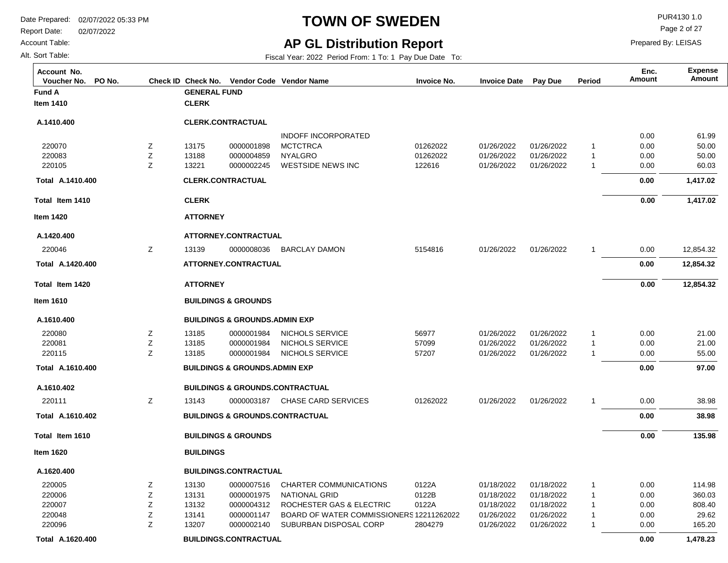# TOWN OF SWEDEN

## AP GL Distribution Report

Date Prepared: 02/07/2022 05:33 PM
Report Date: 02/07/2022
Account Table:
Alt. Sort Table:

PUR4130 1.0
Prepared By: LEISAS

Fiscal Year: 2022 Period From: 1 To: 1 Pay Due Date To:

| Account No. Voucher No. | PO No. | Check ID | Check No. | Vendor Code | Vendor Name | Invoice No. | Invoice Date | Pay Due | Period | Enc. Amount | Expense Amount |
|---|---|---|---|---|---|---|---|---|---|---|---|
| **Fund A** | | | **GENERAL FUND** | | | | | | | | |
| **Item 1410** | | | **CLERK** | | | | | | | | |
| **A.1410.400** | | | **CLERK.CONTRACTUAL** | | | | | | | | |
| | | | | | INDOFF INCORPORATED | | | | | 0.00 | 61.99 |
| 220070 | | Z | 13175 | 0000001898 | MCTCTRCA | 01262022 | 01/26/2022 | 01/26/2022 | 1 | 0.00 | 50.00 |
| 220083 | | Z | 13188 | 0000004859 | NYALGRO | 01262022 | 01/26/2022 | 01/26/2022 | 1 | 0.00 | 50.00 |
| 220105 | | Z | 13221 | 0000002245 | WESTSIDE NEWS INC | 122616 | 01/26/2022 | 01/26/2022 | 1 | 0.00 | 60.03 |
| **Total A.1410.400** | | | **CLERK.CONTRACTUAL** | | | | | | | **0.00** | **1,417.02** |
| **Total Item 1410** | | | **CLERK** | | | | | | | **0.00** | **1,417.02** |
| **Item 1420** | | | **ATTORNEY** | | | | | | | | |
| **A.1420.400** | | | **ATTORNEY.CONTRACTUAL** | | | | | | | | |
| 220046 | | Z | 13139 | 0000008036 | BARCLAY DAMON | 5154816 | 01/26/2022 | 01/26/2022 | 1 | 0.00 | 12,854.32 |
| **Total A.1420.400** | | | **ATTORNEY.CONTRACTUAL** | | | | | | | **0.00** | **12,854.32** |
| **Total Item 1420** | | | **ATTORNEY** | | | | | | | **0.00** | **12,854.32** |
| **Item 1610** | | | **BUILDINGS & GROUNDS** | | | | | | | | |
| **A.1610.400** | | | **BUILDINGS & GROUNDS.ADMIN EXP** | | | | | | | | |
| 220080 | | Z | 13185 | 0000001984 | NICHOLS SERVICE | 56977 | 01/26/2022 | 01/26/2022 | 1 | 0.00 | 21.00 |
| 220081 | | Z | 13185 | 0000001984 | NICHOLS SERVICE | 57099 | 01/26/2022 | 01/26/2022 | 1 | 0.00 | 21.00 |
| 220115 | | Z | 13185 | 0000001984 | NICHOLS SERVICE | 57207 | 01/26/2022 | 01/26/2022 | 1 | 0.00 | 55.00 |
| **Total A.1610.400** | | | **BUILDINGS & GROUNDS.ADMIN EXP** | | | | | | | **0.00** | **97.00** |
| **A.1610.402** | | | **BUILDINGS & GROUNDS.CONTRACTUAL** | | | | | | | | |
| 220111 | | Z | 13143 | 0000003187 | CHASE CARD SERVICES | 01262022 | 01/26/2022 | 01/26/2022 | 1 | 0.00 | 38.98 |
| **Total A.1610.402** | | | **BUILDINGS & GROUNDS.CONTRACTUAL** | | | | | | | **0.00** | **38.98** |
| **Total Item 1610** | | | **BUILDINGS & GROUNDS** | | | | | | | **0.00** | **135.98** |
| **Item 1620** | | | **BUILDINGS** | | | | | | | | |
| **A.1620.400** | | | **BUILDINGS.CONTRACTUAL** | | | | | | | | |
| 220005 | | Z | 13130 | 0000007516 | CHARTER COMMUNICATIONS | 0122A | 01/18/2022 | 01/18/2022 | 1 | 0.00 | 114.98 |
| 220006 | | Z | 13131 | 0000001975 | NATIONAL GRID | 0122B | 01/18/2022 | 01/18/2022 | 1 | 0.00 | 360.03 |
| 220007 | | Z | 13132 | 0000004312 | ROCHESTER GAS & ELECTRIC | 0122A | 01/18/2022 | 01/18/2022 | 1 | 0.00 | 808.40 |
| 220048 | | Z | 13141 | 0000001147 | BOARD OF WATER COMMISSIONERS | 12211262022 | 01/26/2022 | 01/26/2022 | 1 | 0.00 | 29.62 |
| 220096 | | Z | 13207 | 0000002140 | SUBURBAN DISPOSAL CORP | 2804279 | 01/26/2022 | 01/26/2022 | 1 | 0.00 | 165.20 |
| **Total A.1620.400** | | | **BUILDINGS.CONTRACTUAL** | | | | | | | **0.00** | **1,478.23** |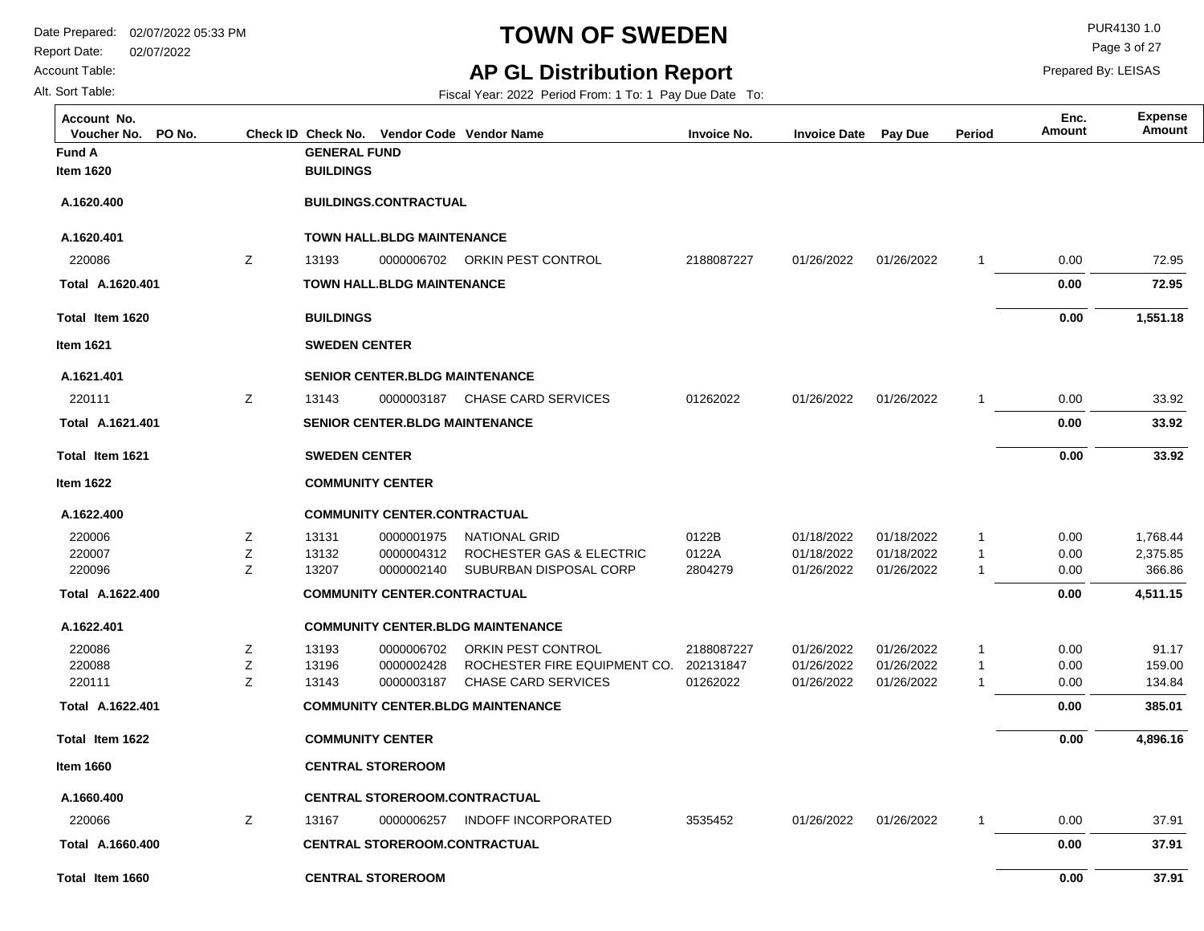# TOWN OF SWEDEN

## AP GL Distribution Report

Date Prepared: 02/07/2022 05:33 PM
Report Date: 02/07/2022
Account Table:
Alt. Sort Table:

PUR4130 1.0
Prepared By: LEISAS

Fiscal Year: 2022 Period From: 1 To: 1 Pay Due Date To:

| Account No. Voucher No. | PO No. | Check ID | Check No. | Vendor Code | Vendor Name | Invoice No. | Invoice Date | Pay Due | Period | Enc. Amount | Expense Amount |
|---|---|---|---|---|---|---|---|---|---|---|---|
| **Fund A** | | | **GENERAL FUND** | | | | | | | | |
| **Item 1620** | | | **BUILDINGS** | | | | | | | | |
| **A.1620.400** | | | **BUILDINGS.CONTRACTUAL** | | | | | | | | |
| **A.1620.401** | | | **TOWN HALL.BLDG MAINTENANCE** | | | | | | | | |
| 220086 | | Z | 13193 | 0000006702 | ORKIN PEST CONTROL | 2188087227 | 01/26/2022 | 01/26/2022 | 1 | 0.00 | 72.95 |
| **Total A.1620.401** | | | **TOWN HALL.BLDG MAINTENANCE** | | | | | | | **0.00** | **72.95** |
| **Total Item 1620** | | | **BUILDINGS** | | | | | | | **0.00** | **1,551.18** |
| **Item 1621** | | | **SWEDEN CENTER** | | | | | | | | |
| **A.1621.401** | | | **SENIOR CENTER.BLDG MAINTENANCE** | | | | | | | | |
| 220111 | | Z | 13143 | 0000003187 | CHASE CARD SERVICES | 01262022 | 01/26/2022 | 01/26/2022 | 1 | 0.00 | 33.92 |
| **Total A.1621.401** | | | **SENIOR CENTER.BLDG MAINTENANCE** | | | | | | | **0.00** | **33.92** |
| **Total Item 1621** | | | **SWEDEN CENTER** | | | | | | | **0.00** | **33.92** |
| **Item 1622** | | | **COMMUNITY CENTER** | | | | | | | | |
| **A.1622.400** | | | **COMMUNITY CENTER.CONTRACTUAL** | | | | | | | | |
| 220006 | | Z | 13131 | 0000001975 | NATIONAL GRID | 0122B | 01/18/2022 | 01/18/2022 | 1 | 0.00 | 1,768.44 |
| 220007 | | Z | 13132 | 0000004312 | ROCHESTER GAS & ELECTRIC | 0122A | 01/18/2022 | 01/18/2022 | 1 | 0.00 | 2,375.85 |
| 220096 | | Z | 13207 | 0000002140 | SUBURBAN DISPOSAL CORP | 2804279 | 01/26/2022 | 01/26/2022 | 1 | 0.00 | 366.86 |
| **Total A.1622.400** | | | **COMMUNITY CENTER.CONTRACTUAL** | | | | | | | **0.00** | **4,511.15** |
| **A.1622.401** | | | **COMMUNITY CENTER.BLDG MAINTENANCE** | | | | | | | | |
| 220086 | | Z | 13193 | 0000006702 | ORKIN PEST CONTROL | 2188087227 | 01/26/2022 | 01/26/2022 | 1 | 0.00 | 91.17 |
| 220088 | | Z | 13196 | 0000002428 | ROCHESTER FIRE EQUIPMENT CO. | 202131847 | 01/26/2022 | 01/26/2022 | 1 | 0.00 | 159.00 |
| 220111 | | Z | 13143 | 0000003187 | CHASE CARD SERVICES | 01262022 | 01/26/2022 | 01/26/2022 | 1 | 0.00 | 134.84 |
| **Total A.1622.401** | | | **COMMUNITY CENTER.BLDG MAINTENANCE** | | | | | | | **0.00** | **385.01** |
| **Total Item 1622** | | | **COMMUNITY CENTER** | | | | | | | **0.00** | **4,896.16** |
| **Item 1660** | | | **CENTRAL STOREROOM** | | | | | | | | |
| **A.1660.400** | | | **CENTRAL STOREROOM.CONTRACTUAL** | | | | | | | | |
| 220066 | | Z | 13167 | 0000006257 | INDOFF INCORPORATED | 3535452 | 01/26/2022 | 01/26/2022 | 1 | 0.00 | 37.91 |
| **Total A.1660.400** | | | **CENTRAL STOREROOM.CONTRACTUAL** | | | | | | | **0.00** | **37.91** |
| **Total Item 1660** | | | **CENTRAL STOREROOM** | | | | | | | **0.00** | **37.91** |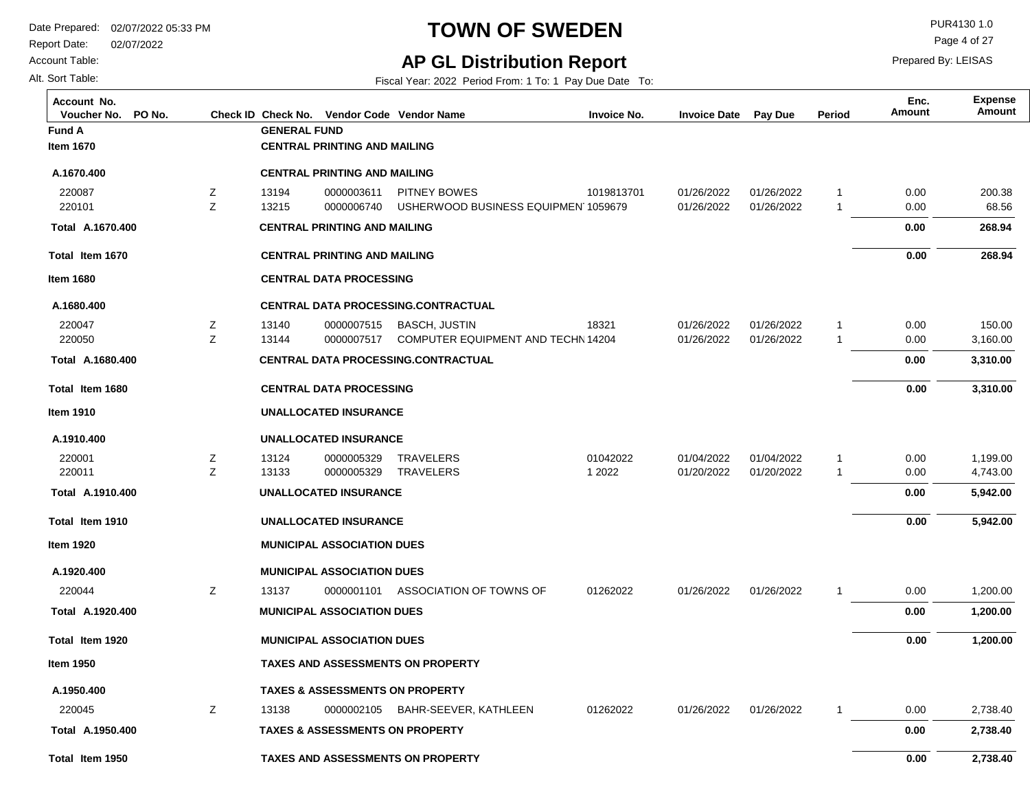# TOWN OF SWEDEN

## AP GL Distribution Report

Date Prepared: 02/07/2022 05:33 PM
Report Date: 02/07/2022
Account Table:
Alt. Sort Table:

PUR4130 1.0
Prepared By: LEISAS

Fiscal Year: 2022 Period From: 1 To: 1 Pay Due Date To:

| Account No. Voucher No. | PO No. | Check ID | Check No. | Vendor Code | Vendor Name | Invoice No. | Invoice Date | Pay Due | Period | Enc. Amount | Expense Amount |
|---|---|---|---|---|---|---|---|---|---|---|---|
| **Fund A** | | | **GENERAL FUND** | | | | | | | | |
| **Item 1670** | | | **CENTRAL PRINTING AND MAILING** | | | | | | | | |
| **A.1670.400** | | | **CENTRAL PRINTING AND MAILING** | | | | | | | | |
| 220087 | | Z | 13194 | 0000003611 | PITNEY BOWES | 1019813701 | 01/26/2022 | 01/26/2022 | 1 | 0.00 | 200.38 |
| 220101 | | Z | 13215 | 0000006740 | USHERWOOD BUSINESS EQUIPMENT | 1059679 | 01/26/2022 | 01/26/2022 | 1 | 0.00 | 68.56 |
| **Total A.1670.400** | | | **CENTRAL PRINTING AND MAILING** | | | | | | | **0.00** | **268.94** |
| **Total Item 1670** | | | **CENTRAL PRINTING AND MAILING** | | | | | | | **0.00** | **268.94** |
| **Item 1680** | | | **CENTRAL DATA PROCESSING** | | | | | | | | |
| **A.1680.400** | | | **CENTRAL DATA PROCESSING.CONTRACTUAL** | | | | | | | | |
| 220047 | | Z | 13140 | 0000007515 | BASCH, JUSTIN | 18321 | 01/26/2022 | 01/26/2022 | 1 | 0.00 | 150.00 |
| 220050 | | Z | 13144 | 0000007517 | COMPUTER EQUIPMENT AND TECHN | 14204 | 01/26/2022 | 01/26/2022 | 1 | 0.00 | 3,160.00 |
| **Total A.1680.400** | | | **CENTRAL DATA PROCESSING.CONTRACTUAL** | | | | | | | **0.00** | **3,310.00** |
| **Total Item 1680** | | | **CENTRAL DATA PROCESSING** | | | | | | | **0.00** | **3,310.00** |
| **Item 1910** | | | **UNALLOCATED INSURANCE** | | | | | | | | |
| **A.1910.400** | | | **UNALLOCATED INSURANCE** | | | | | | | | |
| 220001 | | Z | 13124 | 0000005329 | TRAVELERS | 01042022 | 01/04/2022 | 01/04/2022 | 1 | 0.00 | 1,199.00 |
| 220011 | | Z | 13133 | 0000005329 | TRAVELERS | 1 2022 | 01/20/2022 | 01/20/2022 | 1 | 0.00 | 4,743.00 |
| **Total A.1910.400** | | | **UNALLOCATED INSURANCE** | | | | | | | **0.00** | **5,942.00** |
| **Total Item 1910** | | | **UNALLOCATED INSURANCE** | | | | | | | **0.00** | **5,942.00** |
| **Item 1920** | | | **MUNICIPAL ASSOCIATION DUES** | | | | | | | | |
| **A.1920.400** | | | **MUNICIPAL ASSOCIATION DUES** | | | | | | | | |
| 220044 | | Z | 13137 | 0000001101 | ASSOCIATION OF TOWNS OF | 01262022 | 01/26/2022 | 01/26/2022 | 1 | 0.00 | 1,200.00 |
| **Total A.1920.400** | | | **MUNICIPAL ASSOCIATION DUES** | | | | | | | **0.00** | **1,200.00** |
| **Total Item 1920** | | | **MUNICIPAL ASSOCIATION DUES** | | | | | | | **0.00** | **1,200.00** |
| **Item 1950** | | | **TAXES AND ASSESSMENTS ON PROPERTY** | | | | | | | | |
| **A.1950.400** | | | **TAXES & ASSESSMENTS ON PROPERTY** | | | | | | | | |
| 220045 | | Z | 13138 | 0000002105 | BAHR-SEEVER, KATHLEEN | 01262022 | 01/26/2022 | 01/26/2022 | 1 | 0.00 | 2,738.40 |
| **Total A.1950.400** | | | **TAXES & ASSESSMENTS ON PROPERTY** | | | | | | | **0.00** | **2,738.40** |
| **Total Item 1950** | | | **TAXES AND ASSESSMENTS ON PROPERTY** | | | | | | | **0.00** | **2,738.40** |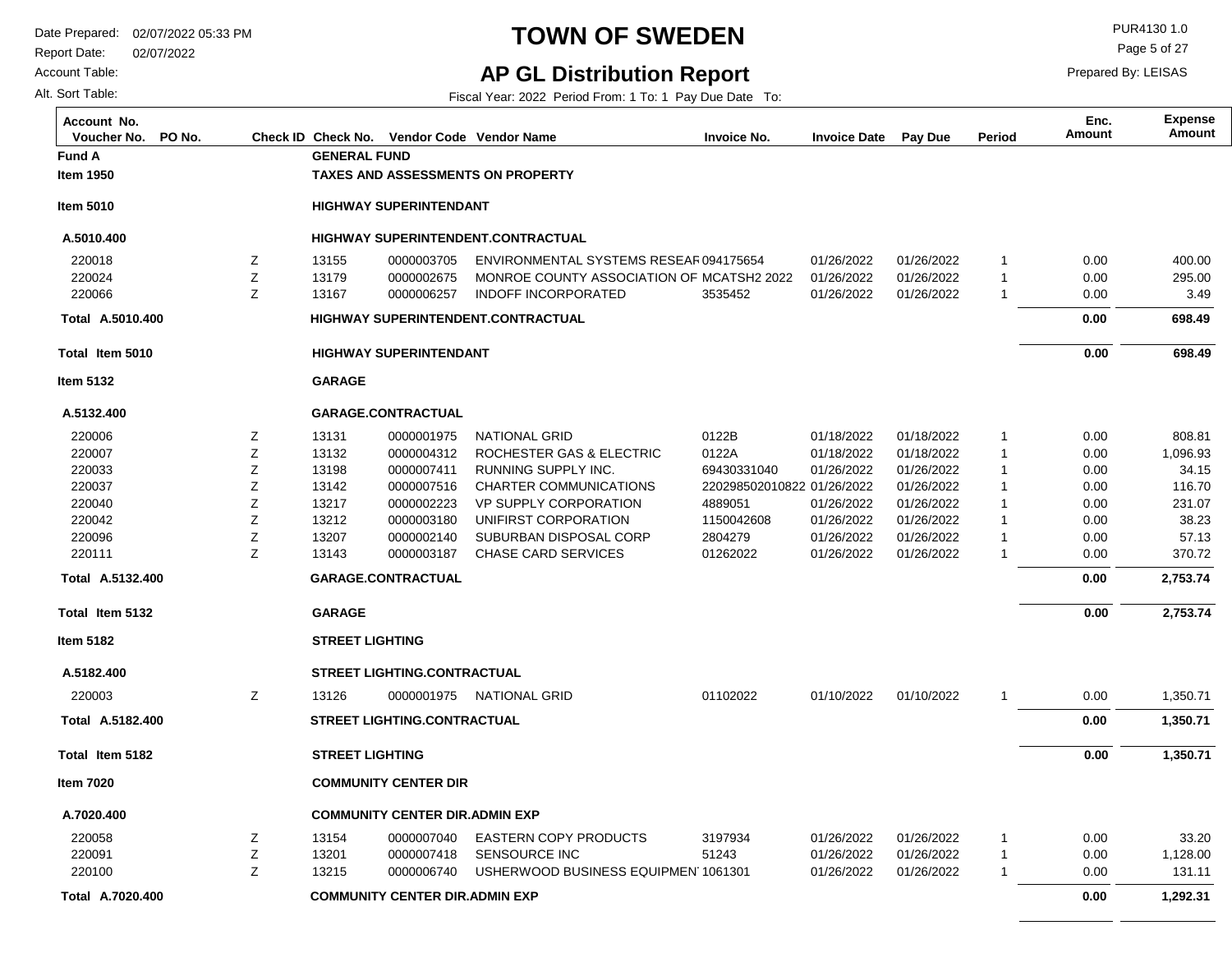# TOWN OF SWEDEN

## AP GL Distribution Report

Date Prepared: 02/07/2022 05:33 PM
Report Date: 02/07/2022
Account Table:
Alt. Sort Table:

PUR4130 1.0
Prepared By: LEISAS

Fiscal Year: 2022 Period From: 1 To: 1 Pay Due Date To:

| Account No. / Voucher No. | PO No. | Check ID | Check No. | Vendor Code | Vendor Name | Invoice No. | Invoice Date | Pay Due | Period | Enc. Amount | Expense Amount |
|---|---|---|---|---|---|---|---|---|---|---|---|
| **Fund A** | | | **GENERAL FUND** | | | | | | | | |
| **Item 1950** | | | **TAXES AND ASSESSMENTS ON PROPERTY** | | | | | | | | |
| **Item 5010** | | | **HIGHWAY SUPERINTENDANT** | | | | | | | | |
| **A.5010.400** | | | **HIGHWAY SUPERINTENDENT.CONTRACTUAL** | | | | | | | | |
| 220018 | | Z | 13155 | 0000003705 | ENVIRONMENTAL SYSTEMS RESEAR | 094175654 | 01/26/2022 | 01/26/2022 | 1 | 0.00 | 400.00 |
| 220024 | | Z | 13179 | 0000002675 | MONROE COUNTY ASSOCIATION OF | MCATSH2 2022 | 01/26/2022 | 01/26/2022 | 1 | 0.00 | 295.00 |
| 220066 | | Z | 13167 | 0000006257 | INDOFF INCORPORATED | 3535452 | 01/26/2022 | 01/26/2022 | 1 | 0.00 | 3.49 |
| **Total A.5010.400** | | | **HIGHWAY SUPERINTENDENT.CONTRACTUAL** | | | | | | | **0.00** | **698.49** |
| **Total Item 5010** | | | **HIGHWAY SUPERINTENDANT** | | | | | | | **0.00** | **698.49** |
| **Item 5132** | | | **GARAGE** | | | | | | | | |
| **A.5132.400** | | | **GARAGE.CONTRACTUAL** | | | | | | | | |
| 220006 | | Z | 13131 | 0000001975 | NATIONAL GRID | 0122B | 01/18/2022 | 01/18/2022 | 1 | 0.00 | 808.81 |
| 220007 | | Z | 13132 | 0000004312 | ROCHESTER GAS & ELECTRIC | 0122A | 01/18/2022 | 01/18/2022 | 1 | 0.00 | 1,096.93 |
| 220033 | | Z | 13198 | 0000007411 | RUNNING SUPPLY INC. | 69430331040 | 01/26/2022 | 01/26/2022 | 1 | 0.00 | 34.15 |
| 220037 | | Z | 13142 | 0000007516 | CHARTER COMMUNICATIONS | 220298502010822 | 01/26/2022 | 01/26/2022 | 1 | 0.00 | 116.70 |
| 220040 | | Z | 13217 | 0000002223 | VP SUPPLY CORPORATION | 4889051 | 01/26/2022 | 01/26/2022 | 1 | 0.00 | 231.07 |
| 220042 | | Z | 13212 | 0000003180 | UNIFIRST CORPORATION | 1150042608 | 01/26/2022 | 01/26/2022 | 1 | 0.00 | 38.23 |
| 220096 | | Z | 13207 | 0000002140 | SUBURBAN DISPOSAL CORP | 2804279 | 01/26/2022 | 01/26/2022 | 1 | 0.00 | 57.13 |
| 220111 | | Z | 13143 | 0000003187 | CHASE CARD SERVICES | 01262022 | 01/26/2022 | 01/26/2022 | 1 | 0.00 | 370.72 |
| **Total A.5132.400** | | | **GARAGE.CONTRACTUAL** | | | | | | | **0.00** | **2,753.74** |
| **Total Item 5132** | | | **GARAGE** | | | | | | | **0.00** | **2,753.74** |
| **Item 5182** | | | **STREET LIGHTING** | | | | | | | | |
| **A.5182.400** | | | **STREET LIGHTING.CONTRACTUAL** | | | | | | | | |
| 220003 | | Z | 13126 | 0000001975 | NATIONAL GRID | 01102022 | 01/10/2022 | 01/10/2022 | 1 | 0.00 | 1,350.71 |
| **Total A.5182.400** | | | **STREET LIGHTING.CONTRACTUAL** | | | | | | | **0.00** | **1,350.71** |
| **Total Item 5182** | | | **STREET LIGHTING** | | | | | | | **0.00** | **1,350.71** |
| **Item 7020** | | | **COMMUNITY CENTER DIR** | | | | | | | | |
| **A.7020.400** | | | **COMMUNITY CENTER DIR.ADMIN EXP** | | | | | | | | |
| 220058 | | Z | 13154 | 0000007040 | EASTERN COPY PRODUCTS | 3197934 | 01/26/2022 | 01/26/2022 | 1 | 0.00 | 33.20 |
| 220091 | | Z | 13201 | 0000007418 | SENSOURCE INC | 51243 | 01/26/2022 | 01/26/2022 | 1 | 0.00 | 1,128.00 |
| 220100 | | Z | 13215 | 0000006740 | USHERWOOD BUSINESS EQUIPMEN | 1061301 | 01/26/2022 | 01/26/2022 | 1 | 0.00 | 131.11 |
| **Total A.7020.400** | | | **COMMUNITY CENTER DIR.ADMIN EXP** | | | | | | | **0.00** | **1,292.31** |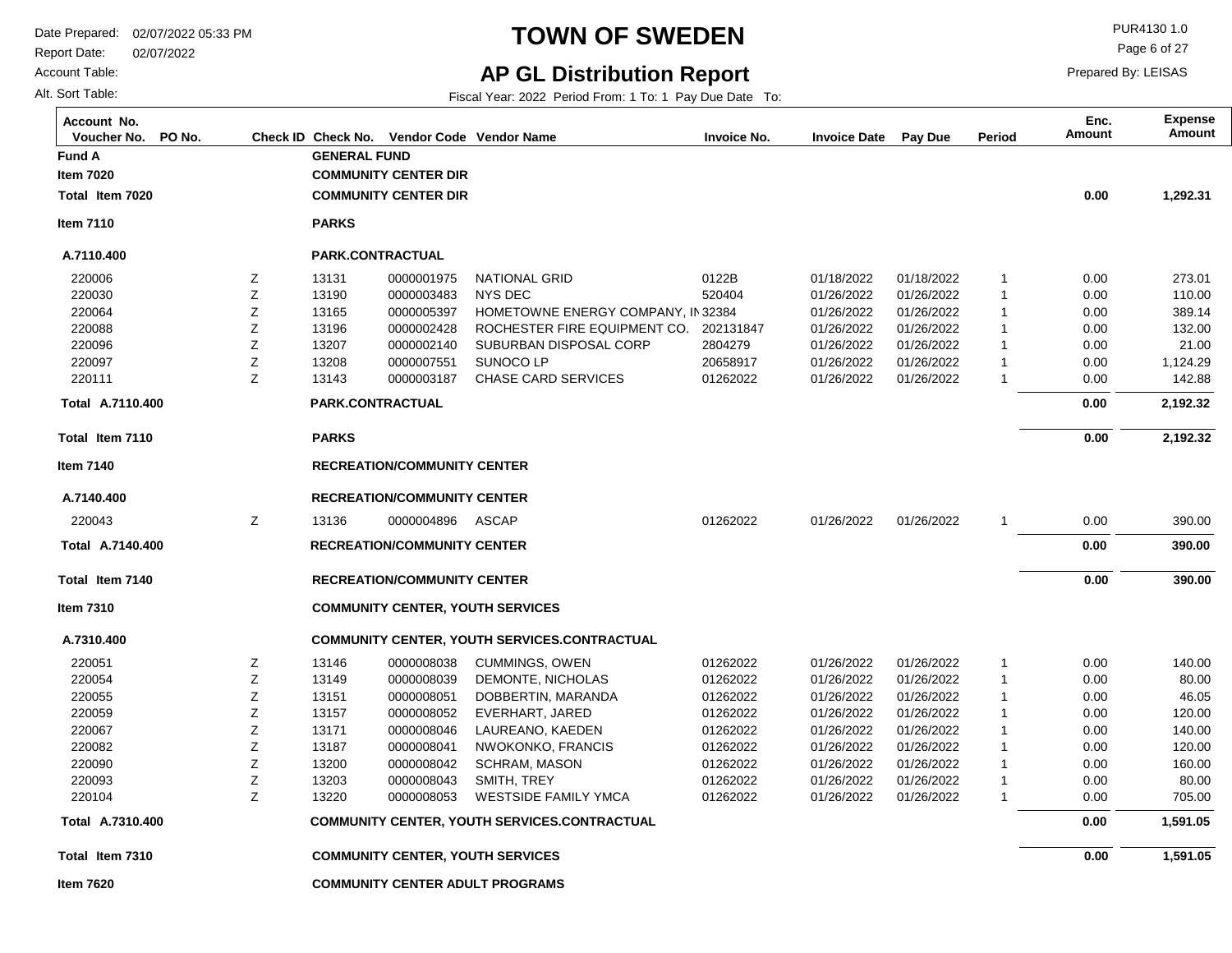# TOWN OF SWEDEN

## AP GL Distribution Report

Date Prepared: 02/07/2022 05:33 PM
Report Date: 02/07/2022
Account Table:
Alt. Sort Table:

PUR4130 1.0
Prepared By: LEISAS

Fiscal Year: 2022 Period From: 1 To: 1 Pay Due Date To:

| Account No. / Voucher No. | PO No. | Check ID | Check No. | Vendor Code | Vendor Name | Invoice No. | Invoice Date | Pay Due | Period | Enc. Amount | Expense Amount |
|---|---|---|---|---|---|---|---|---|---|---|---|
| **Fund A** | | | **GENERAL FUND** | | | | | | | | |
| **Item 7020** | | | **COMMUNITY CENTER DIR** | | | | | | | | |
| **Total Item 7020** | | | **COMMUNITY CENTER DIR** | | | | | | | **0.00** | **1,292.31** |
| **Item 7110** | | | **PARKS** | | | | | | | | |
| **A.7110.400** | | | **PARK.CONTRACTUAL** | | | | | | | | |
| 220006 | | Z | 13131 | 0000001975 | NATIONAL GRID | 0122B | 01/18/2022 | 01/18/2022 | 1 | 0.00 | 273.01 |
| 220030 | | Z | 13190 | 0000003483 | NYS DEC | 520404 | 01/26/2022 | 01/26/2022 | 1 | 0.00 | 110.00 |
| 220064 | | Z | 13165 | 0000005397 | HOMETOWNE ENERGY COMPANY, IN | 32384 | 01/26/2022 | 01/26/2022 | 1 | 0.00 | 389.14 |
| 220088 | | Z | 13196 | 0000002428 | ROCHESTER FIRE EQUIPMENT CO. | 202131847 | 01/26/2022 | 01/26/2022 | 1 | 0.00 | 132.00 |
| 220096 | | Z | 13207 | 0000002140 | SUBURBAN DISPOSAL CORP | 2804279 | 01/26/2022 | 01/26/2022 | 1 | 0.00 | 21.00 |
| 220097 | | Z | 13208 | 0000007551 | SUNOCO LP | 20658917 | 01/26/2022 | 01/26/2022 | 1 | 0.00 | 1,124.29 |
| 220111 | | Z | 13143 | 0000003187 | CHASE CARD SERVICES | 01262022 | 01/26/2022 | 01/26/2022 | 1 | 0.00 | 142.88 |
| **Total A.7110.400** | | | **PARK.CONTRACTUAL** | | | | | | | **0.00** | **2,192.32** |
| **Total Item 7110** | | | **PARKS** | | | | | | | **0.00** | **2,192.32** |
| **Item 7140** | | | **RECREATION/COMMUNITY CENTER** | | | | | | | | |
| **A.7140.400** | | | **RECREATION/COMMUNITY CENTER** | | | | | | | | |
| 220043 | | Z | 13136 | 0000004896 | ASCAP | 01262022 | 01/26/2022 | 01/26/2022 | 1 | 0.00 | 390.00 |
| **Total A.7140.400** | | | **RECREATION/COMMUNITY CENTER** | | | | | | | **0.00** | **390.00** |
| **Total Item 7140** | | | **RECREATION/COMMUNITY CENTER** | | | | | | | **0.00** | **390.00** |
| **Item 7310** | | | **COMMUNITY CENTER, YOUTH SERVICES** | | | | | | | | |
| **A.7310.400** | | | **COMMUNITY CENTER, YOUTH SERVICES.CONTRACTUAL** | | | | | | | | |
| 220051 | | Z | 13146 | 0000008038 | CUMMINGS, OWEN | 01262022 | 01/26/2022 | 01/26/2022 | 1 | 0.00 | 140.00 |
| 220054 | | Z | 13149 | 0000008039 | DEMONTE, NICHOLAS | 01262022 | 01/26/2022 | 01/26/2022 | 1 | 0.00 | 80.00 |
| 220055 | | Z | 13151 | 0000008051 | DOBBERTIN, MARANDA | 01262022 | 01/26/2022 | 01/26/2022 | 1 | 0.00 | 46.05 |
| 220059 | | Z | 13157 | 0000008052 | EVERHART, JARED | 01262022 | 01/26/2022 | 01/26/2022 | 1 | 0.00 | 120.00 |
| 220067 | | Z | 13171 | 0000008046 | LAUREANO, KAEDEN | 01262022 | 01/26/2022 | 01/26/2022 | 1 | 0.00 | 140.00 |
| 220082 | | Z | 13187 | 0000008041 | NWOKONKO, FRANCIS | 01262022 | 01/26/2022 | 01/26/2022 | 1 | 0.00 | 120.00 |
| 220090 | | Z | 13200 | 0000008042 | SCHRAM, MASON | 01262022 | 01/26/2022 | 01/26/2022 | 1 | 0.00 | 160.00 |
| 220093 | | Z | 13203 | 0000008043 | SMITH, TREY | 01262022 | 01/26/2022 | 01/26/2022 | 1 | 0.00 | 80.00 |
| 220104 | | Z | 13220 | 0000008053 | WESTSIDE FAMILY YMCA | 01262022 | 01/26/2022 | 01/26/2022 | 1 | 0.00 | 705.00 |
| **Total A.7310.400** | | | **COMMUNITY CENTER, YOUTH SERVICES.CONTRACTUAL** | | | | | | | **0.00** | **1,591.05** |
| **Total Item 7310** | | | **COMMUNITY CENTER, YOUTH SERVICES** | | | | | | | **0.00** | **1,591.05** |
| **Item 7620** | | | **COMMUNITY CENTER ADULT PROGRAMS** | | | | | | | | |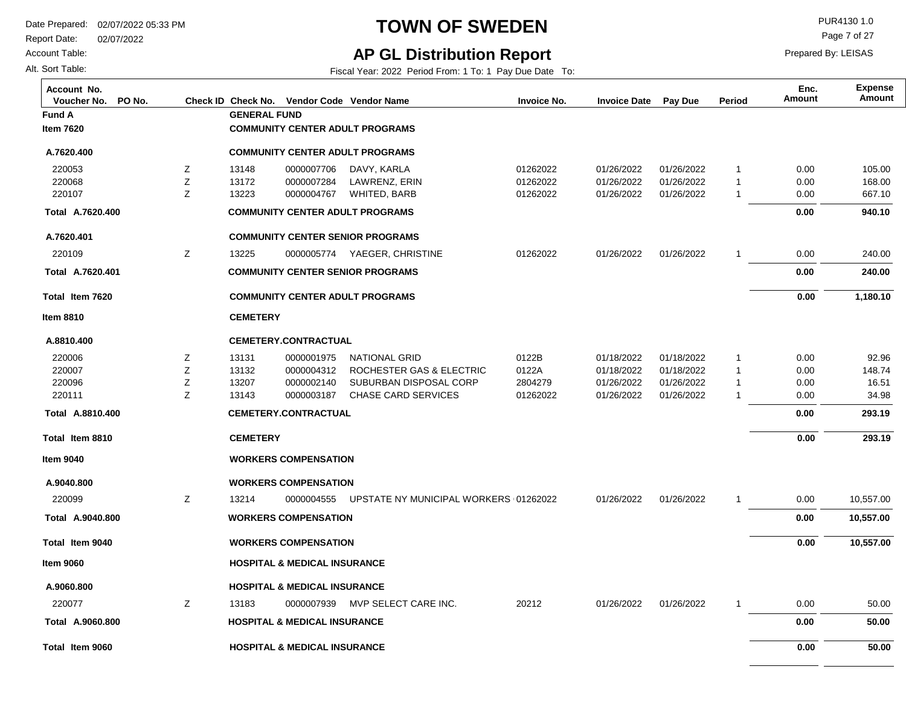# TOWN OF SWEDEN

## AP GL Distribution Report

Date Prepared: 02/07/2022 05:33 PM
Report Date: 02/07/2022
Account Table:
Alt. Sort Table:

PUR4130 1.0
Prepared By: LEISAS

Fiscal Year: 2022 Period From: 1 To: 1 Pay Due Date To:

| Account No. Voucher No. | PO No. | Check ID | Check No. | Vendor Code | Vendor Name | Invoice No. | Invoice Date | Pay Due | Period | Enc. Amount | Expense Amount |
|---|---|---|---|---|---|---|---|---|---|---|---|
| **Fund A** | | | **GENERAL FUND** | | | | | | | | |
| **Item 7620** | | | **COMMUNITY CENTER ADULT PROGRAMS** | | | | | | | | |
| **A.7620.400** | | | **COMMUNITY CENTER ADULT PROGRAMS** | | | | | | | | |
| 220053 | | Z | 13148 | 0000007706 | DAVY, KARLA | 01262022 | 01/26/2022 | 01/26/2022 | 1 | 0.00 | 105.00 |
| 220068 | | Z | 13172 | 0000007284 | LAWRENZ, ERIN | 01262022 | 01/26/2022 | 01/26/2022 | 1 | 0.00 | 168.00 |
| 220107 | | Z | 13223 | 0000004767 | WHITED, BARB | 01262022 | 01/26/2022 | 01/26/2022 | 1 | 0.00 | 667.10 |
| **Total A.7620.400** | | | **COMMUNITY CENTER ADULT PROGRAMS** | | | | | | | **0.00** | **940.10** |
| **A.7620.401** | | | **COMMUNITY CENTER SENIOR PROGRAMS** | | | | | | | | |
| 220109 | | Z | 13225 | 0000005774 | YAEGER, CHRISTINE | 01262022 | 01/26/2022 | 01/26/2022 | 1 | 0.00 | 240.00 |
| **Total A.7620.401** | | | **COMMUNITY CENTER SENIOR PROGRAMS** | | | | | | | **0.00** | **240.00** |
| **Total Item 7620** | | | **COMMUNITY CENTER ADULT PROGRAMS** | | | | | | | **0.00** | **1,180.10** |
| **Item 8810** | | | **CEMETERY** | | | | | | | | |
| **A.8810.400** | | | **CEMETERY.CONTRACTUAL** | | | | | | | | |
| 220006 | | Z | 13131 | 0000001975 | NATIONAL GRID | 0122B | 01/18/2022 | 01/18/2022 | 1 | 0.00 | 92.96 |
| 220007 | | Z | 13132 | 0000004312 | ROCHESTER GAS & ELECTRIC | 0122A | 01/18/2022 | 01/18/2022 | 1 | 0.00 | 148.74 |
| 220096 | | Z | 13207 | 0000002140 | SUBURBAN DISPOSAL CORP | 2804279 | 01/26/2022 | 01/26/2022 | 1 | 0.00 | 16.51 |
| 220111 | | Z | 13143 | 0000003187 | CHASE CARD SERVICES | 01262022 | 01/26/2022 | 01/26/2022 | 1 | 0.00 | 34.98 |
| **Total A.8810.400** | | | **CEMETERY.CONTRACTUAL** | | | | | | | **0.00** | **293.19** |
| **Total Item 8810** | | | **CEMETERY** | | | | | | | **0.00** | **293.19** |
| **Item 9040** | | | **WORKERS COMPENSATION** | | | | | | | | |
| **A.9040.800** | | | **WORKERS COMPENSATION** | | | | | | | | |
| 220099 | | Z | 13214 | 0000004555 | UPSTATE NY MUNICIPAL WORKERS | 01262022 | 01/26/2022 | 01/26/2022 | 1 | 0.00 | 10,557.00 |
| **Total A.9040.800** | | | **WORKERS COMPENSATION** | | | | | | | **0.00** | **10,557.00** |
| **Total Item 9040** | | | **WORKERS COMPENSATION** | | | | | | | **0.00** | **10,557.00** |
| **Item 9060** | | | **HOSPITAL & MEDICAL INSURANCE** | | | | | | | | |
| **A.9060.800** | | | **HOSPITAL & MEDICAL INSURANCE** | | | | | | | | |
| 220077 | | Z | 13183 | 0000007939 | MVP SELECT CARE INC. | 20212 | 01/26/2022 | 01/26/2022 | 1 | 0.00 | 50.00 |
| **Total A.9060.800** | | | **HOSPITAL & MEDICAL INSURANCE** | | | | | | | **0.00** | **50.00** |
| **Total Item 9060** | | | **HOSPITAL & MEDICAL INSURANCE** | | | | | | | **0.00** | **50.00** |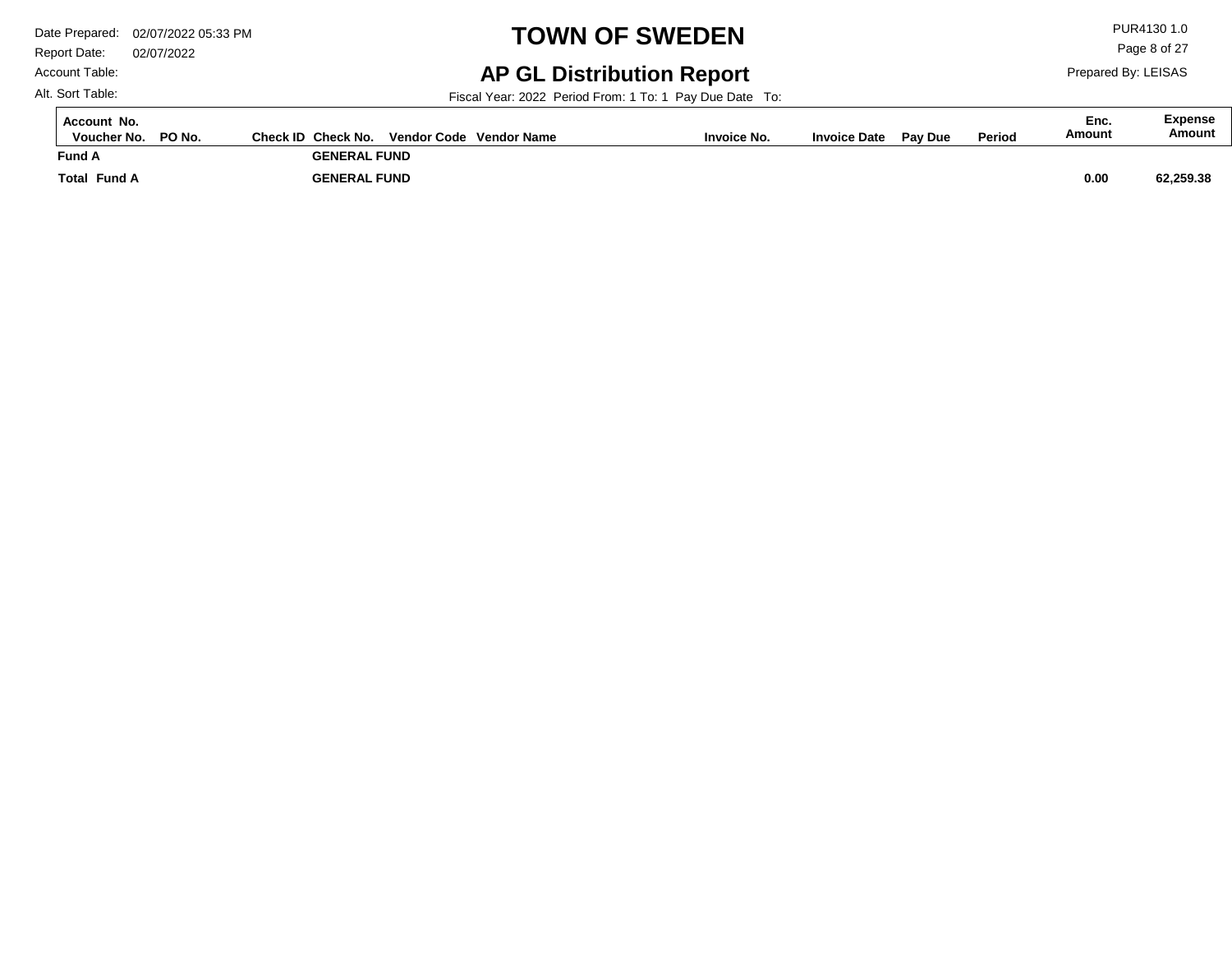# TOWN OF SWEDEN

## AP GL Distribution Report

Date Prepared: 02/07/2022 05:33 PM
Report Date: 02/07/2022
Account Table:
Alt. Sort Table:

PUR4130 1.0
Prepared By: LEISAS

Fiscal Year: 2022 Period From: 1 To: 1 Pay Due Date To:

| Account No. Voucher No. | PO No. | Check ID | Check No. | Vendor Code | Vendor Name | Invoice No. | Invoice Date | Pay Due | Period | Enc. Amount | Expense Amount |
|---|---|---|---|---|---|---|---|---|---|---|---|
| **Fund A** | | | **GENERAL FUND** | | | | | | | | |
| **Total Fund A** | | | **GENERAL FUND** | | | | | | | **0.00** | **62,259.38** |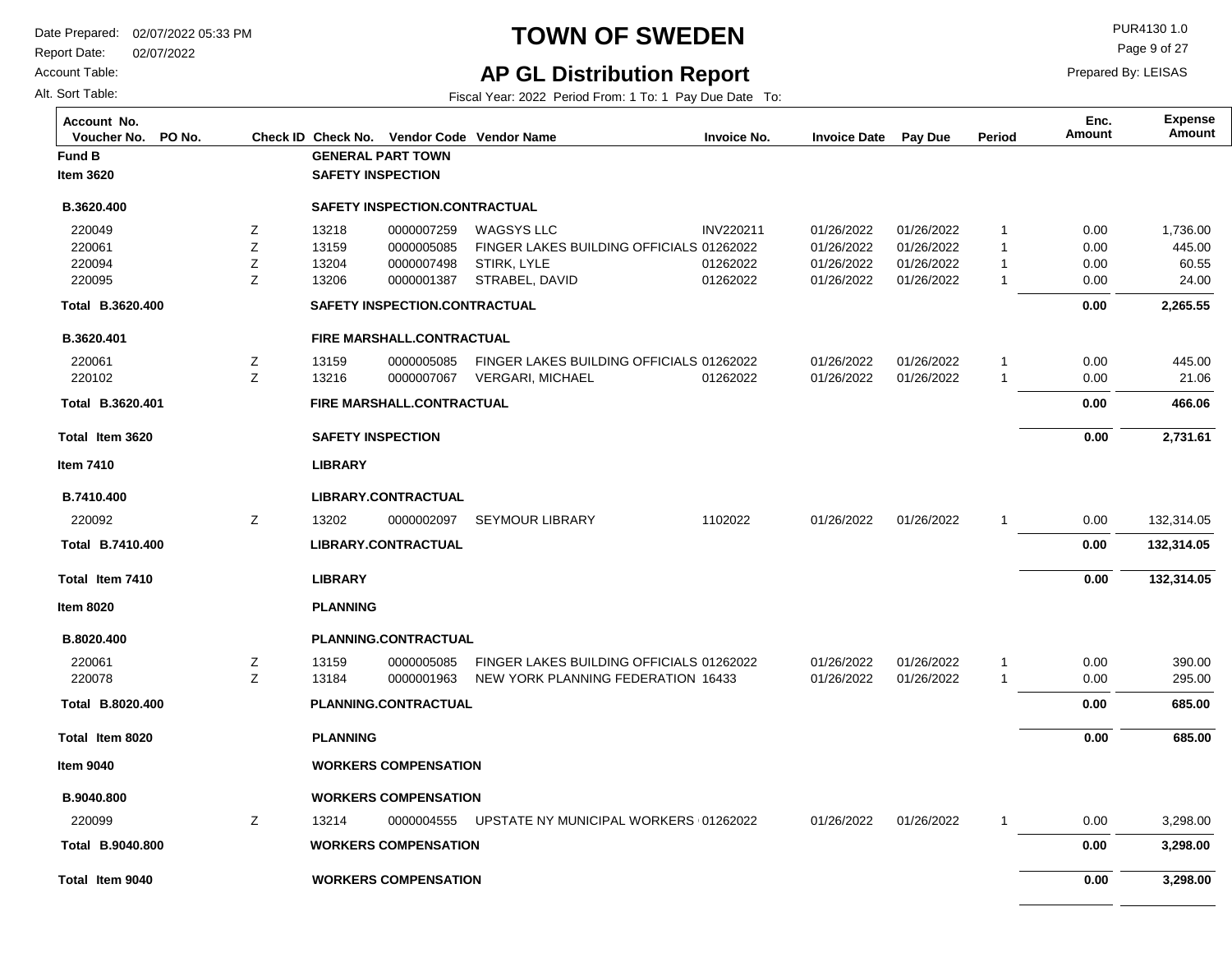# TOWN OF SWEDEN

## AP GL Distribution Report

Date Prepared: 02/07/2022 05:33 PM
Report Date: 02/07/2022
Account Table:
Alt. Sort Table:

PUR4130 1.0
Prepared By: LEISAS

Fiscal Year: 2022 Period From: 1 To: 1 Pay Due Date To:

| Account No. / Voucher No. | PO No. | Check ID | Check No. | Vendor Code | Vendor Name | Invoice No. | Invoice Date | Pay Due | Period | Enc. Amount | Expense Amount |
|---|---|---|---|---|---|---|---|---|---|---|---|
| **Fund B** | | | **GENERAL PART TOWN** | | | | | | | | |
| **Item 3620** | | | **SAFETY INSPECTION** | | | | | | | | |
| **B.3620.400** | | | **SAFETY INSPECTION.CONTRACTUAL** | | | | | | | | |
| 220049 | | Z | 13218 | 0000007259 | WAGSYS LLC | INV220211 | 01/26/2022 | 01/26/2022 | 1 | 0.00 | 1,736.00 |
| 220061 | | Z | 13159 | 0000005085 | FINGER LAKES BUILDING OFFICIALS | 01262022 | 01/26/2022 | 01/26/2022 | 1 | 0.00 | 445.00 |
| 220094 | | Z | 13204 | 0000007498 | STIRK, LYLE | 01262022 | 01/26/2022 | 01/26/2022 | 1 | 0.00 | 60.55 |
| 220095 | | Z | 13206 | 0000001387 | STRABEL, DAVID | 01262022 | 01/26/2022 | 01/26/2022 | 1 | 0.00 | 24.00 |
| **Total B.3620.400** | | | **SAFETY INSPECTION.CONTRACTUAL** | | | | | | | **0.00** | **2,265.55** |
| **B.3620.401** | | | **FIRE MARSHALL.CONTRACTUAL** | | | | | | | | |
| 220061 | | Z | 13159 | 0000005085 | FINGER LAKES BUILDING OFFICIALS | 01262022 | 01/26/2022 | 01/26/2022 | 1 | 0.00 | 445.00 |
| 220102 | | Z | 13216 | 0000007067 | VERGARI, MICHAEL | 01262022 | 01/26/2022 | 01/26/2022 | 1 | 0.00 | 21.06 |
| **Total B.3620.401** | | | **FIRE MARSHALL.CONTRACTUAL** | | | | | | | **0.00** | **466.06** |
| **Total Item 3620** | | | **SAFETY INSPECTION** | | | | | | | **0.00** | **2,731.61** |
| **Item 7410** | | | **LIBRARY** | | | | | | | | |
| **B.7410.400** | | | **LIBRARY.CONTRACTUAL** | | | | | | | | |
| 220092 | | Z | 13202 | 0000002097 | SEYMOUR LIBRARY | 1102022 | 01/26/2022 | 01/26/2022 | 1 | 0.00 | 132,314.05 |
| **Total B.7410.400** | | | **LIBRARY.CONTRACTUAL** | | | | | | | **0.00** | **132,314.05** |
| **Total Item 7410** | | | **LIBRARY** | | | | | | | **0.00** | **132,314.05** |
| **Item 8020** | | | **PLANNING** | | | | | | | | |
| **B.8020.400** | | | **PLANNING.CONTRACTUAL** | | | | | | | | |
| 220061 | | Z | 13159 | 0000005085 | FINGER LAKES BUILDING OFFICIALS | 01262022 | 01/26/2022 | 01/26/2022 | 1 | 0.00 | 390.00 |
| 220078 | | Z | 13184 | 0000001963 | NEW YORK PLANNING FEDERATION | 16433 | 01/26/2022 | 01/26/2022 | 1 | 0.00 | 295.00 |
| **Total B.8020.400** | | | **PLANNING.CONTRACTUAL** | | | | | | | **0.00** | **685.00** |
| **Total Item 8020** | | | **PLANNING** | | | | | | | **0.00** | **685.00** |
| **Item 9040** | | | **WORKERS COMPENSATION** | | | | | | | | |
| **B.9040.800** | | | **WORKERS COMPENSATION** | | | | | | | | |
| 220099 | | Z | 13214 | 0000004555 | UPSTATE NY MUNICIPAL WORKERS | 01262022 | 01/26/2022 | 01/26/2022 | 1 | 0.00 | 3,298.00 |
| **Total B.9040.800** | | | **WORKERS COMPENSATION** | | | | | | | **0.00** | **3,298.00** |
| **Total Item 9040** | | | **WORKERS COMPENSATION** | | | | | | | **0.00** | **3,298.00** |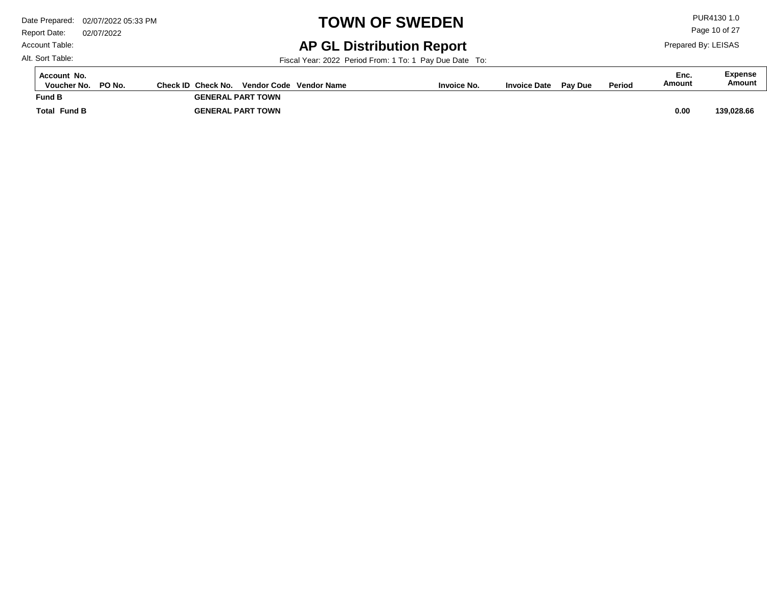# TOWN OF SWEDEN

## AP GL Distribution Report

Date Prepared: 02/07/2022 05:33 PM
Report Date: 02/07/2022
Account Table:
Alt. Sort Table:

PUR4130 1.0
Prepared By: LEISAS

Fiscal Year: 2022 Period From: 1 To: 1 Pay Due Date To:

| Account No. / Voucher No. | PO No. | Check ID | Check No. | Vendor Code | Vendor Name | Invoice No. | Invoice Date | Pay Due | Period | Enc. Amount | Expense Amount |
|---|---|---|---|---|---|---|---|---|---|---|---|
| **Fund B** | | | **GENERAL PART TOWN** | | | | | | | | |
| **Total Fund B** | | | **GENERAL PART TOWN** | | | | | | | **0.00** | **139,028.66** |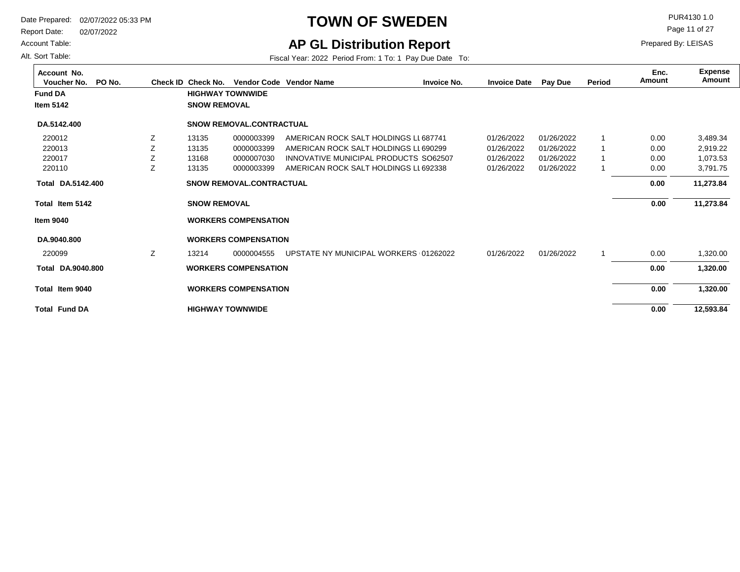# TOWN OF SWEDEN

## AP GL Distribution Report

Date Prepared: 02/07/2022 05:33 PM
Report Date: 02/07/2022
Account Table:
Alt. Sort Table:

PUR4130 1.0
Prepared By: LEISAS

Fiscal Year: 2022 Period From: 1 To: 1 Pay Due Date To:

| Account No. Voucher No. | PO No. | Check ID | Check No. | Vendor Code | Vendor Name | Invoice No. | Invoice Date | Pay Due | Period | Enc. Amount | Expense Amount |
|---|---|---|---|---|---|---|---|---|---|---|---|
| **Fund DA** | | | **HIGHWAY TOWNWIDE** | | | | | | | | |
| **Item 5142** | | | **SNOW REMOVAL** | | | | | | | | |
| **DA.5142.400** | | | **SNOW REMOVAL.CONTRACTUAL** | | | | | | | | |
| 220012 | | Z | 13135 | 0000003399 | AMERICAN ROCK SALT HOLDINGS LL | 687741 | 01/26/2022 | 01/26/2022 | 1 | 0.00 | 3,489.34 |
| 220013 | | Z | 13135 | 0000003399 | AMERICAN ROCK SALT HOLDINGS LL | 690299 | 01/26/2022 | 01/26/2022 | 1 | 0.00 | 2,919.22 |
| 220017 | | Z | 13168 | 0000007030 | INNOVATIVE MUNICIPAL PRODUCTS | SO62507 | 01/26/2022 | 01/26/2022 | 1 | 0.00 | 1,073.53 |
| 220110 | | Z | 13135 | 0000003399 | AMERICAN ROCK SALT HOLDINGS LL | 692338 | 01/26/2022 | 01/26/2022 | 1 | 0.00 | 3,791.75 |
| **Total DA.5142.400** | | | **SNOW REMOVAL.CONTRACTUAL** | | | | | | | **0.00** | **11,273.84** |
| **Total Item 5142** | | | **SNOW REMOVAL** | | | | | | | **0.00** | **11,273.84** |
| **Item 9040** | | | **WORKERS COMPENSATION** | | | | | | | | |
| **DA.9040.800** | | | **WORKERS COMPENSATION** | | | | | | | | |
| 220099 | | Z | 13214 | 0000004555 | UPSTATE NY MUNICIPAL WORKERS | 01262022 | 01/26/2022 | 01/26/2022 | 1 | 0.00 | 1,320.00 |
| **Total DA.9040.800** | | | **WORKERS COMPENSATION** | | | | | | | **0.00** | **1,320.00** |
| **Total Item 9040** | | | **WORKERS COMPENSATION** | | | | | | | **0.00** | **1,320.00** |
| **Total Fund DA** | | | **HIGHWAY TOWNWIDE** | | | | | | | **0.00** | **12,593.84** |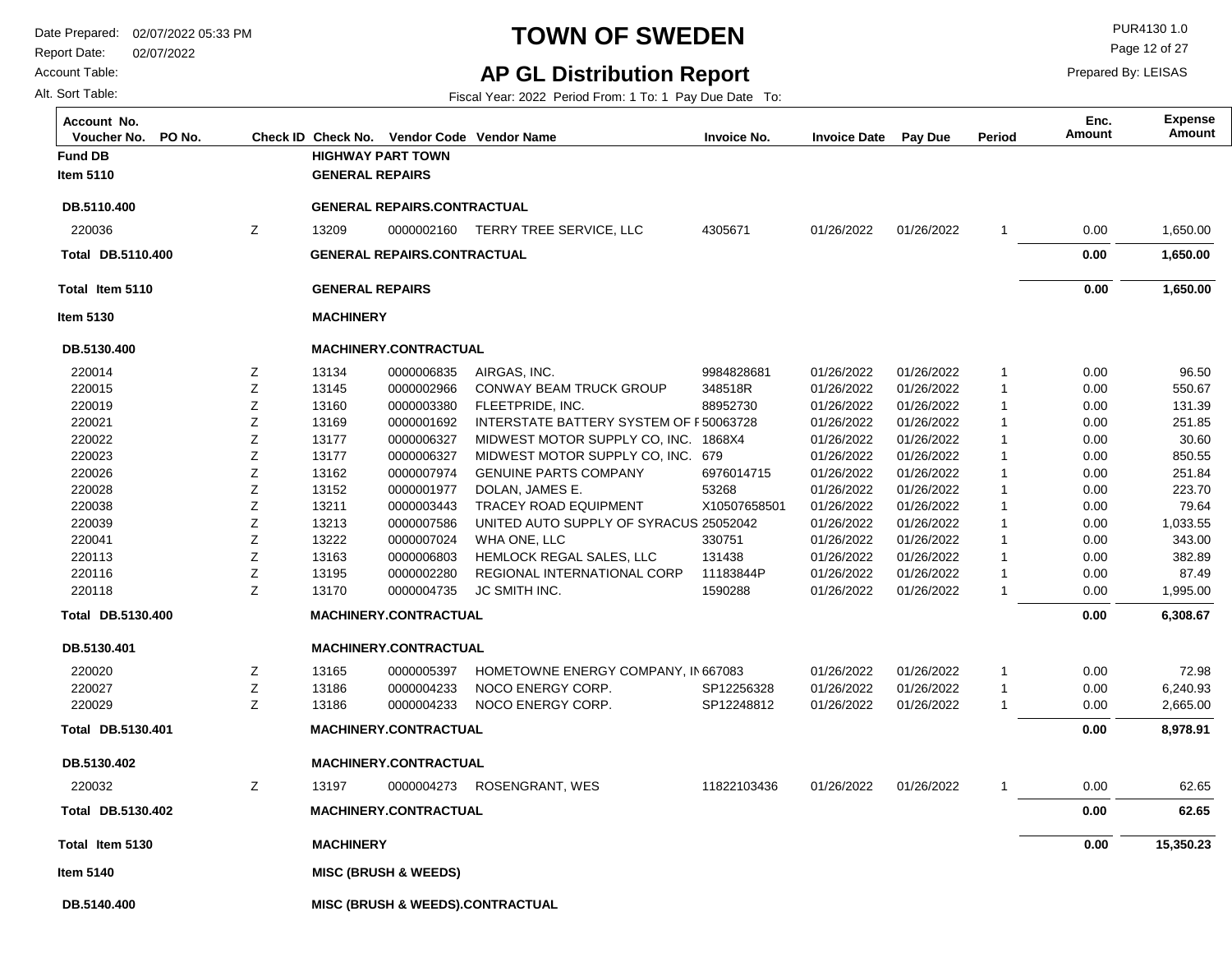# TOWN OF SWEDEN

## AP GL Distribution Report

Date Prepared: 02/07/2022 05:33 PM
Report Date: 02/07/2022
Account Table:
Alt. Sort Table:

PUR4130 1.0
Prepared By: LEISAS

Fiscal Year: 2022 Period From: 1 To: 1 Pay Due Date To:

| Account No. Voucher No. | PO No. | Check ID | Check No. | Vendor Code | Vendor Name | Invoice No. | Invoice Date | Pay Due | Period | Enc. Amount | Expense Amount |
|---|---|---|---|---|---|---|---|---|---|---|---|
| **Fund DB** | | | **HIGHWAY PART TOWN** | | | | | | | | |
| **Item 5110** | | | **GENERAL REPAIRS** | | | | | | | | |
| **DB.5110.400** | | | **GENERAL REPAIRS.CONTRACTUAL** | | | | | | | | |
| 220036 | | Z | 13209 | 0000002160 | TERRY TREE SERVICE, LLC | 4305671 | 01/26/2022 | 01/26/2022 | 1 | 0.00 | 1,650.00 |
| **Total DB.5110.400** | | | **GENERAL REPAIRS.CONTRACTUAL** | | | | | | | **0.00** | **1,650.00** |
| **Total Item 5110** | | | **GENERAL REPAIRS** | | | | | | | **0.00** | **1,650.00** |
| **Item 5130** | | | **MACHINERY** | | | | | | | | |
| **DB.5130.400** | | | **MACHINERY.CONTRACTUAL** | | | | | | | | |
| 220014 | | Z | 13134 | 0000006835 | AIRGAS, INC. | 9984828681 | 01/26/2022 | 01/26/2022 | 1 | 0.00 | 96.50 |
| 220015 | | Z | 13145 | 0000002966 | CONWAY BEAM TRUCK GROUP | 348518R | 01/26/2022 | 01/26/2022 | 1 | 0.00 | 550.67 |
| 220019 | | Z | 13160 | 0000003380 | FLEETPRIDE, INC. | 88952730 | 01/26/2022 | 01/26/2022 | 1 | 0.00 | 131.39 |
| 220021 | | Z | 13169 | 0000001692 | INTERSTATE BATTERY SYSTEM OF F | 50063728 | 01/26/2022 | 01/26/2022 | 1 | 0.00 | 251.85 |
| 220022 | | Z | 13177 | 0000006327 | MIDWEST MOTOR SUPPLY CO, INC. | 1868X4 | 01/26/2022 | 01/26/2022 | 1 | 0.00 | 30.60 |
| 220023 | | Z | 13177 | 0000006327 | MIDWEST MOTOR SUPPLY CO, INC. | 679 | 01/26/2022 | 01/26/2022 | 1 | 0.00 | 850.55 |
| 220026 | | Z | 13162 | 0000007974 | GENUINE PARTS COMPANY | 6976014715 | 01/26/2022 | 01/26/2022 | 1 | 0.00 | 251.84 |
| 220028 | | Z | 13152 | 0000001977 | DOLAN, JAMES E. | 53268 | 01/26/2022 | 01/26/2022 | 1 | 0.00 | 223.70 |
| 220038 | | Z | 13211 | 0000003443 | TRACEY ROAD EQUIPMENT | X10507658501 | 01/26/2022 | 01/26/2022 | 1 | 0.00 | 79.64 |
| 220039 | | Z | 13213 | 0000007586 | UNITED AUTO SUPPLY OF SYRACUS | 25052042 | 01/26/2022 | 01/26/2022 | 1 | 0.00 | 1,033.55 |
| 220041 | | Z | 13222 | 0000007024 | WHA ONE, LLC | 330751 | 01/26/2022 | 01/26/2022 | 1 | 0.00 | 343.00 |
| 220113 | | Z | 13163 | 0000006803 | HEMLOCK REGAL SALES, LLC | 131438 | 01/26/2022 | 01/26/2022 | 1 | 0.00 | 382.89 |
| 220116 | | Z | 13195 | 0000002280 | REGIONAL INTERNATIONAL CORP | 11183844P | 01/26/2022 | 01/26/2022 | 1 | 0.00 | 87.49 |
| 220118 | | Z | 13170 | 0000004735 | JC SMITH INC. | 1590288 | 01/26/2022 | 01/26/2022 | 1 | 0.00 | 1,995.00 |
| **Total DB.5130.400** | | | **MACHINERY.CONTRACTUAL** | | | | | | | **0.00** | **6,308.67** |
| **DB.5130.401** | | | **MACHINERY.CONTRACTUAL** | | | | | | | | |
| 220020 | | Z | 13165 | 0000005397 | HOMETOWNE ENERGY COMPANY, IN | 667083 | 01/26/2022 | 01/26/2022 | 1 | 0.00 | 72.98 |
| 220027 | | Z | 13186 | 0000004233 | NOCO ENERGY CORP. | SP12256328 | 01/26/2022 | 01/26/2022 | 1 | 0.00 | 6,240.93 |
| 220029 | | Z | 13186 | 0000004233 | NOCO ENERGY CORP. | SP12248812 | 01/26/2022 | 01/26/2022 | 1 | 0.00 | 2,665.00 |
| **Total DB.5130.401** | | | **MACHINERY.CONTRACTUAL** | | | | | | | **0.00** | **8,978.91** |
| **DB.5130.402** | | | **MACHINERY.CONTRACTUAL** | | | | | | | | |
| 220032 | | Z | 13197 | 0000004273 | ROSENGRANT, WES | 11822103436 | 01/26/2022 | 01/26/2022 | 1 | 0.00 | 62.65 |
| **Total DB.5130.402** | | | **MACHINERY.CONTRACTUAL** | | | | | | | **0.00** | **62.65** |
| **Total Item 5130** | | | **MACHINERY** | | | | | | | **0.00** | **15,350.23** |
| **Item 5140** | | | **MISC (BRUSH & WEEDS)** | | | | | | | | |
| **DB.5140.400** | | | **MISC (BRUSH & WEEDS).CONTRACTUAL** | | | | | | | | |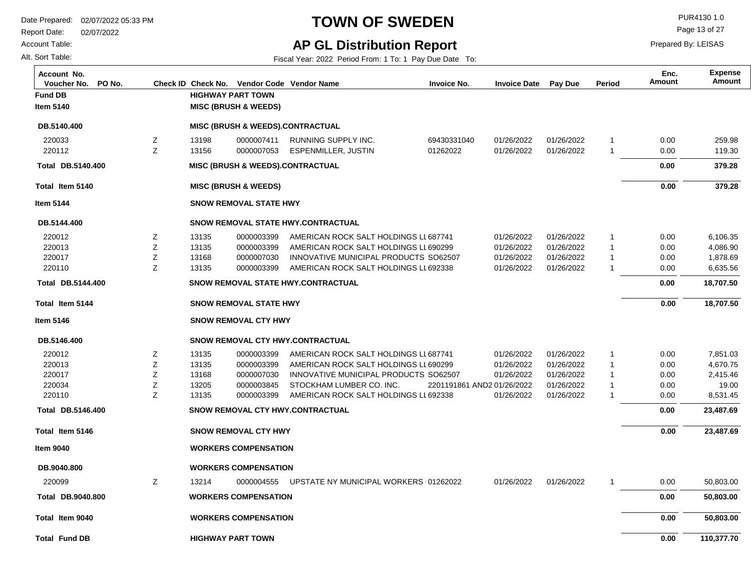# TOWN OF SWEDEN

## AP GL Distribution Report

Date Prepared: 02/07/2022 05:33 PM
Report Date: 02/07/2022
Account Table:
Alt. Sort Table:

PUR4130 1.0
Prepared By: LEISAS

Fiscal Year: 2022 Period From: 1 To: 1 Pay Due Date To:

| Account No. Voucher No. | PO No. | Check ID | Check No. | Vendor Code | Vendor Name | Invoice No. | Invoice Date | Pay Due | Period | Enc. Amount | Expense Amount |
|---|---|---|---|---|---|---|---|---|---|---|---|
| **Fund DB** | | | **HIGHWAY PART TOWN** | | | | | | | | |
| **Item 5140** | | | **MISC (BRUSH & WEEDS)** | | | | | | | | |
| **DB.5140.400** | | | **MISC (BRUSH & WEEDS).CONTRACTUAL** | | | | | | | | |
| 220033 | | Z | 13198 | 0000007411 | RUNNING SUPPLY INC. | 69430331040 | 01/26/2022 | 01/26/2022 | 1 | 0.00 | 259.98 |
| 220112 | | Z | 13156 | 0000007053 | ESPENMILLER, JUSTIN | 01262022 | 01/26/2022 | 01/26/2022 | 1 | 0.00 | 119.30 |
| **Total DB.5140.400** | | | **MISC (BRUSH & WEEDS).CONTRACTUAL** | | | | | | | **0.00** | **379.28** |
| **Total Item 5140** | | | **MISC (BRUSH & WEEDS)** | | | | | | | **0.00** | **379.28** |
| **Item 5144** | | | **SNOW REMOVAL STATE HWY** | | | | | | | | |
| **DB.5144.400** | | | **SNOW REMOVAL STATE HWY.CONTRACTUAL** | | | | | | | | |
| 220012 | | Z | 13135 | 0000003399 | AMERICAN ROCK SALT HOLDINGS LI | 687741 | 01/26/2022 | 01/26/2022 | 1 | 0.00 | 6,106.35 |
| 220013 | | Z | 13135 | 0000003399 | AMERICAN ROCK SALT HOLDINGS LI | 690299 | 01/26/2022 | 01/26/2022 | 1 | 0.00 | 4,086.90 |
| 220017 | | Z | 13168 | 0000007030 | INNOVATIVE MUNICIPAL PRODUCTS | SO62507 | 01/26/2022 | 01/26/2022 | 1 | 0.00 | 1,878.69 |
| 220110 | | Z | 13135 | 0000003399 | AMERICAN ROCK SALT HOLDINGS LI | 692338 | 01/26/2022 | 01/26/2022 | 1 | 0.00 | 6,635.56 |
| **Total DB.5144.400** | | | **SNOW REMOVAL STATE HWY.CONTRACTUAL** | | | | | | | **0.00** | **18,707.50** |
| **Total Item 5144** | | | **SNOW REMOVAL STATE HWY** | | | | | | | **0.00** | **18,707.50** |
| **Item 5146** | | | **SNOW REMOVAL CTY HWY** | | | | | | | | |
| **DB.5146.400** | | | **SNOW REMOVAL CTY HWY.CONTRACTUAL** | | | | | | | | |
| 220012 | | Z | 13135 | 0000003399 | AMERICAN ROCK SALT HOLDINGS LI | 687741 | 01/26/2022 | 01/26/2022 | 1 | 0.00 | 7,851.03 |
| 220013 | | Z | 13135 | 0000003399 | AMERICAN ROCK SALT HOLDINGS LI | 690299 | 01/26/2022 | 01/26/2022 | 1 | 0.00 | 4,670.75 |
| 220017 | | Z | 13168 | 0000007030 | INNOVATIVE MUNICIPAL PRODUCTS | SO62507 | 01/26/2022 | 01/26/2022 | 1 | 0.00 | 2,415.46 |
| 220034 | | Z | 13205 | 0000003845 | STOCKHAM LUMBER CO. INC. | 2201191861 AND2 | 01/26/2022 | 01/26/2022 | 1 | 0.00 | 19.00 |
| 220110 | | Z | 13135 | 0000003399 | AMERICAN ROCK SALT HOLDINGS LI | 692338 | 01/26/2022 | 01/26/2022 | 1 | 0.00 | 8,531.45 |
| **Total DB.5146.400** | | | **SNOW REMOVAL CTY HWY.CONTRACTUAL** | | | | | | | **0.00** | **23,487.69** |
| **Total Item 5146** | | | **SNOW REMOVAL CTY HWY** | | | | | | | **0.00** | **23,487.69** |
| **Item 9040** | | | **WORKERS COMPENSATION** | | | | | | | | |
| **DB.9040.800** | | | **WORKERS COMPENSATION** | | | | | | | | |
| 220099 | | Z | 13214 | 0000004555 | UPSTATE NY MUNICIPAL WORKERS | 01262022 | 01/26/2022 | 01/26/2022 | 1 | 0.00 | 50,803.00 |
| **Total DB.9040.800** | | | **WORKERS COMPENSATION** | | | | | | | **0.00** | **50,803.00** |
| **Total Item 9040** | | | **WORKERS COMPENSATION** | | | | | | | **0.00** | **50,803.00** |
| **Total Fund DB** | | | **HIGHWAY PART TOWN** | | | | | | | **0.00** | **110,377.70** |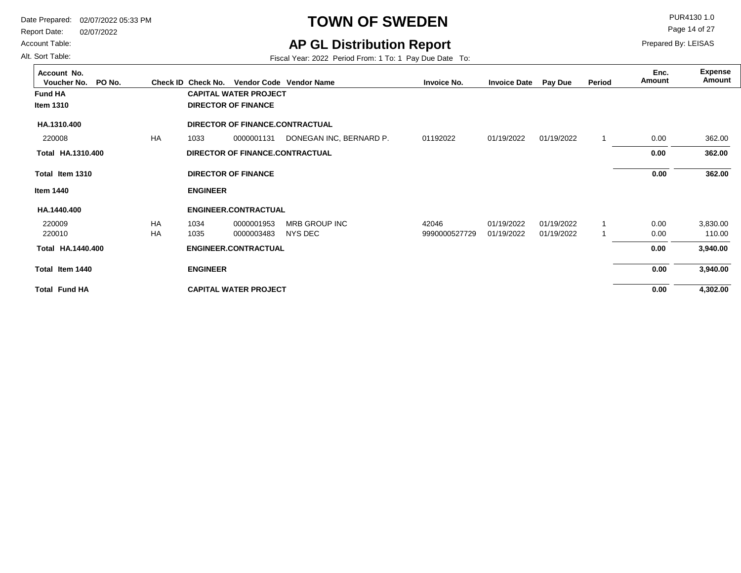# TOWN OF SWEDEN

## AP GL Distribution Report

Date Prepared: 02/07/2022 05:33 PM
Report Date: 02/07/2022
Account Table:
Alt. Sort Table:

PUR4130 1.0
Prepared By: LEISAS

Fiscal Year: 2022 Period From: 1 To: 1 Pay Due Date To:

| Account No. / Voucher No. | PO No. | Check ID | Check No. | Vendor Code | Vendor Name | Invoice No. | Invoice Date | Pay Due | Period | Enc. Amount | Expense Amount |
|---|---|---|---|---|---|---|---|---|---|---|---|
| **Fund HA** | | | **CAPITAL WATER PROJECT** | | | | | | | | |
| **Item 1310** | | | **DIRECTOR OF FINANCE** | | | | | | | | |
| **HA.1310.400** | | | **DIRECTOR OF FINANCE.CONTRACTUAL** | | | | | | | | |
| 220008 | | HA | 1033 | 0000001131 | DONEGAN INC, BERNARD P. | 01192022 | 01/19/2022 | 01/19/2022 | 1 | 0.00 | 362.00 |
| **Total HA.1310.400** | | | **DIRECTOR OF FINANCE.CONTRACTUAL** | | | | | | | **0.00** | **362.00** |
| **Total Item 1310** | | | **DIRECTOR OF FINANCE** | | | | | | | **0.00** | **362.00** |
| **Item 1440** | | | **ENGINEER** | | | | | | | | |
| **HA.1440.400** | | | **ENGINEER.CONTRACTUAL** | | | | | | | | |
| 220009 | | HA | 1034 | 0000001953 | MRB GROUP INC | 42046 | 01/19/2022 | 01/19/2022 | 1 | 0.00 | 3,830.00 |
| 220010 | | HA | 1035 | 0000003483 | NYS DEC | 9990000527729 | 01/19/2022 | 01/19/2022 | 1 | 0.00 | 110.00 |
| **Total HA.1440.400** | | | **ENGINEER.CONTRACTUAL** | | | | | | | **0.00** | **3,940.00** |
| **Total Item 1440** | | | **ENGINEER** | | | | | | | **0.00** | **3,940.00** |
| **Total Fund HA** | | | **CAPITAL WATER PROJECT** | | | | | | | **0.00** | **4,302.00** |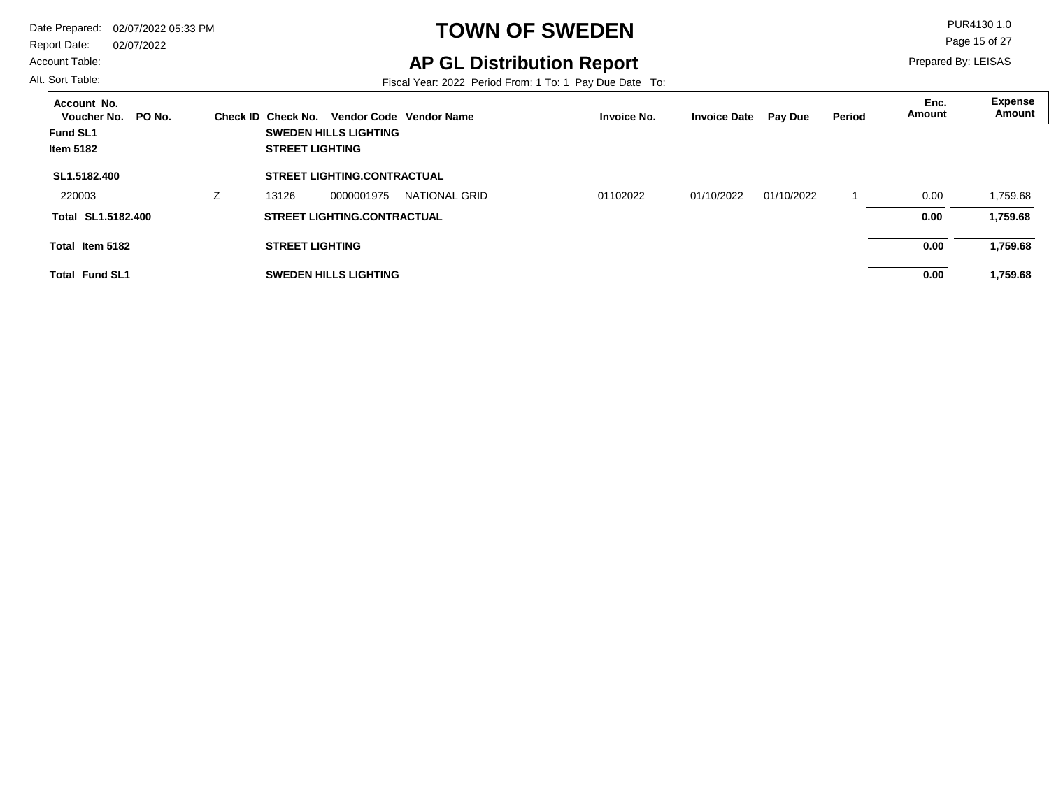# TOWN OF SWEDEN

## AP GL Distribution Report

Date Prepared: 02/07/2022 05:33 PM
Report Date: 02/07/2022
Account Table:
Alt. Sort Table:

PUR4130 1.0
Prepared By: LEISAS

Fiscal Year: 2022 Period From: 1 To: 1 Pay Due Date To:

| Account No. Voucher No. | PO No. | Check ID | Check No. | Vendor Code | Vendor Name | Invoice No. | Invoice Date | Pay Due | Period | Enc. Amount | Expense Amount |
|---|---|---|---|---|---|---|---|---|---|---|---|
| **Fund SL1** | | | **SWEDEN HILLS LIGHTING** | | | | | | | | |
| **Item 5182** | | | **STREET LIGHTING** | | | | | | | | |
| **SL1.5182.400** | | | **STREET LIGHTING.CONTRACTUAL** | | | | | | | | |
| 220003 | | Z | 13126 | 0000001975 | NATIONAL GRID | 01102022 | 01/10/2022 | 01/10/2022 | 1 | 0.00 | 1,759.68 |
| **Total SL1.5182.400** | | | **STREET LIGHTING.CONTRACTUAL** | | | | | | | **0.00** | **1,759.68** |
| **Total Item 5182** | | | **STREET LIGHTING** | | | | | | | **0.00** | **1,759.68** |
| **Total Fund SL1** | | | **SWEDEN HILLS LIGHTING** | | | | | | | **0.00** | **1,759.68** |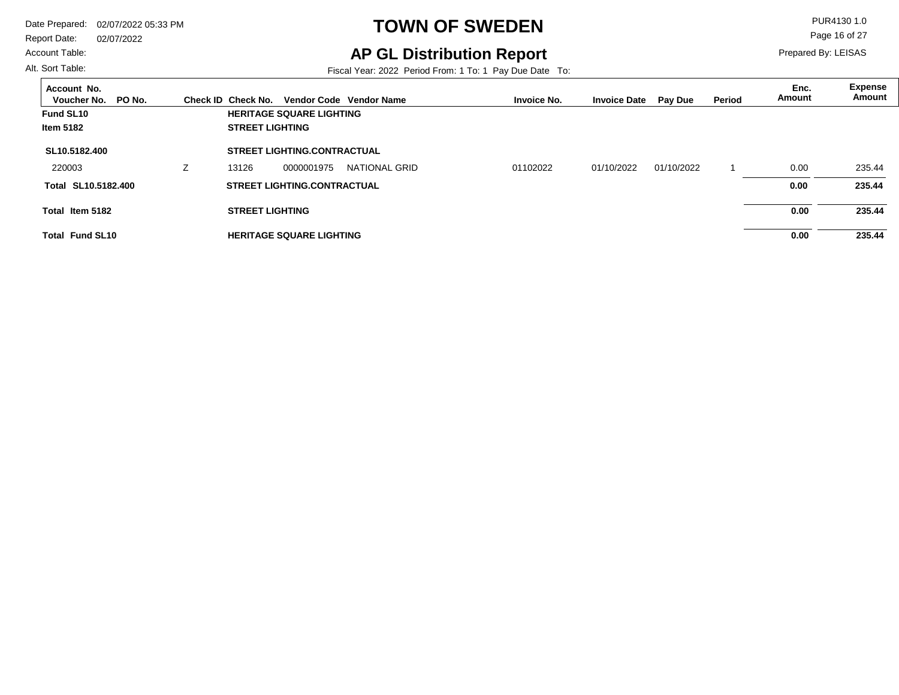# TOWN OF SWEDEN

## AP GL Distribution Report

Date Prepared: 02/07/2022 05:33 PM
Report Date: 02/07/2022
Account Table:
Alt. Sort Table:

PUR4130 1.0
Prepared By: LEISAS

Fiscal Year: 2022 Period From: 1 To: 1 Pay Due Date To:

| Account No. / Voucher No. | PO No. | Check ID | Check No. | Vendor Code | Vendor Name | Invoice No. | Invoice Date | Pay Due | Period | Enc. Amount | Expense Amount |
|---|---|---|---|---|---|---|---|---|---|---|---|
| **Fund SL10** | | | **HERITAGE SQUARE LIGHTING** | | | | | | | | |
| **Item 5182** | | | **STREET LIGHTING** | | | | | | | | |
| **SL10.5182.400** | | | **STREET LIGHTING.CONTRACTUAL** | | | | | | | | |
| 220003 | | Z | 13126 | 0000001975 | NATIONAL GRID | 01102022 | 01/10/2022 | 01/10/2022 | 1 | 0.00 | 235.44 |
| **Total SL10.5182.400** | | | **STREET LIGHTING.CONTRACTUAL** | | | | | | | **0.00** | **235.44** |
| **Total Item 5182** | | | **STREET LIGHTING** | | | | | | | **0.00** | **235.44** |
| **Total Fund SL10** | | | **HERITAGE SQUARE LIGHTING** | | | | | | | **0.00** | **235.44** |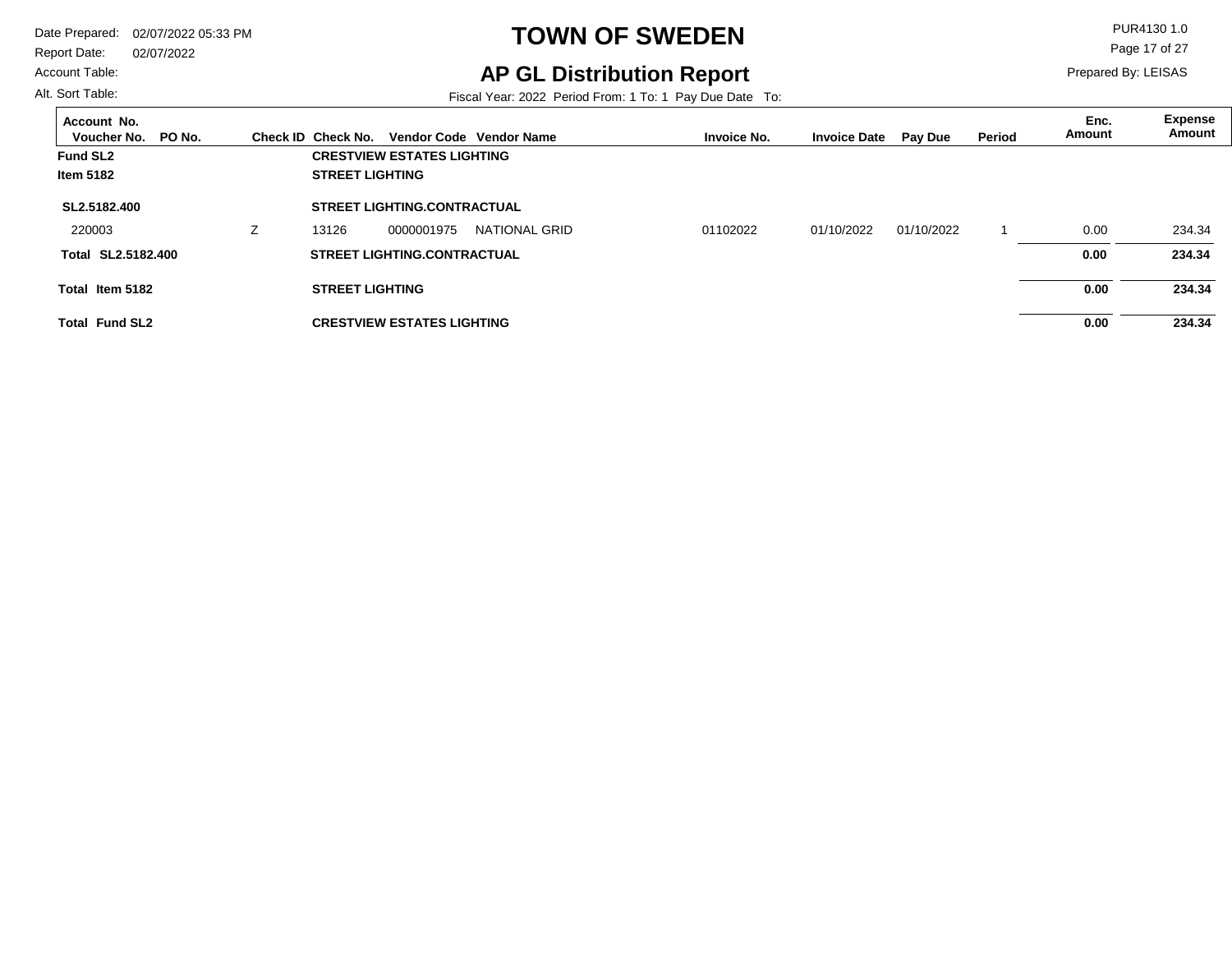# TOWN OF SWEDEN

## AP GL Distribution Report

Date Prepared: 02/07/2022 05:33 PM
Report Date: 02/07/2022
Account Table:
Alt. Sort Table:

PUR4130 1.0
Prepared By: LEISAS

Fiscal Year: 2022 Period From: 1 To: 1 Pay Due Date To:

| Account No. Voucher No. | PO No. | Check ID | Check No. | Vendor Code | Vendor Name | Invoice No. | Invoice Date | Pay Due | Period | Enc. Amount | Expense Amount |
|---|---|---|---|---|---|---|---|---|---|---|---|
| **Fund SL2** | | | **CRESTVIEW ESTATES LIGHTING** | | | | | | | | |
| **Item 5182** | | | **STREET LIGHTING** | | | | | | | | |
| **SL2.5182.400** | | | **STREET LIGHTING.CONTRACTUAL** | | | | | | | | |
| 220003 | | Z | 13126 | 0000001975 | NATIONAL GRID | 01102022 | 01/10/2022 | 01/10/2022 | 1 | 0.00 | 234.34 |
| **Total SL2.5182.400** | | | **STREET LIGHTING.CONTRACTUAL** | | | | | | | **0.00** | **234.34** |
| **Total Item 5182** | | | **STREET LIGHTING** | | | | | | | **0.00** | **234.34** |
| **Total Fund SL2** | | | **CRESTVIEW ESTATES LIGHTING** | | | | | | | **0.00** | **234.34** |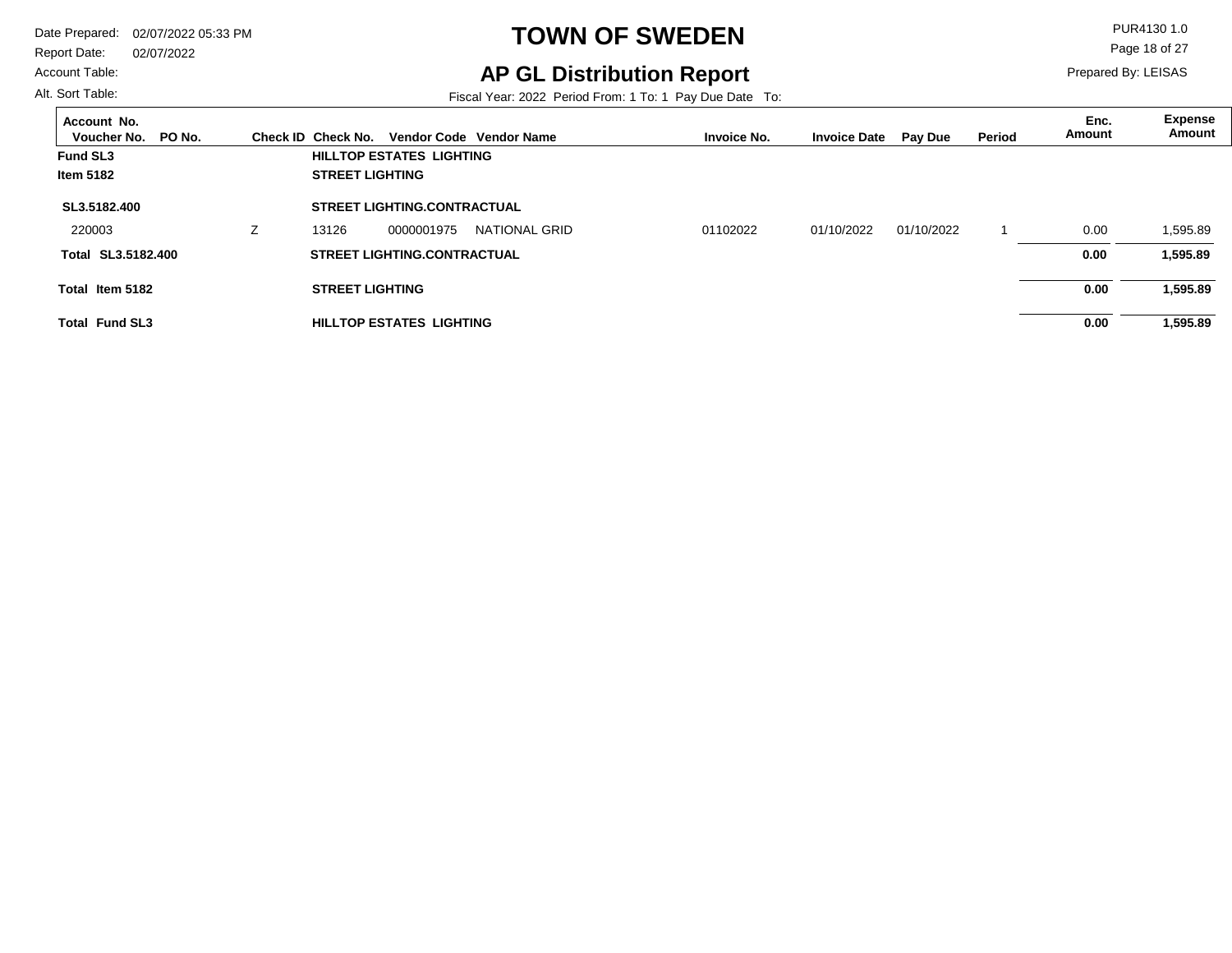# TOWN OF SWEDEN

## AP GL Distribution Report

Date Prepared: 02/07/2022 05:33 PM
Report Date: 02/07/2022
Account Table:
Alt. Sort Table:

PUR4130 1.0
Prepared By: LEISAS

Fiscal Year: 2022 Period From: 1 To: 1 Pay Due Date To:

| Account No. / Voucher No. | PO No. | Check ID | Check No. | Vendor Code | Vendor Name | Invoice No. | Invoice Date | Pay Due | Period | Enc. Amount | Expense Amount |
|---|---|---|---|---|---|---|---|---|---|---|---|
| **Fund SL3** | | | **HILLTOP ESTATES LIGHTING** | | | | | | | | |
| **Item 5182** | | | **STREET LIGHTING** | | | | | | | | |
| **SL3.5182.400** | | | **STREET LIGHTING.CONTRACTUAL** | | | | | | | | |
| 220003 | | Z | 13126 | 0000001975 | NATIONAL GRID | 01102022 | 01/10/2022 | 01/10/2022 | 1 | 0.00 | 1,595.89 |
| **Total SL3.5182.400** | | | **STREET LIGHTING.CONTRACTUAL** | | | | | | | **0.00** | **1,595.89** |
| **Total Item 5182** | | | **STREET LIGHTING** | | | | | | | **0.00** | **1,595.89** |
| **Total Fund SL3** | | | **HILLTOP ESTATES LIGHTING** | | | | | | | **0.00** | **1,595.89** |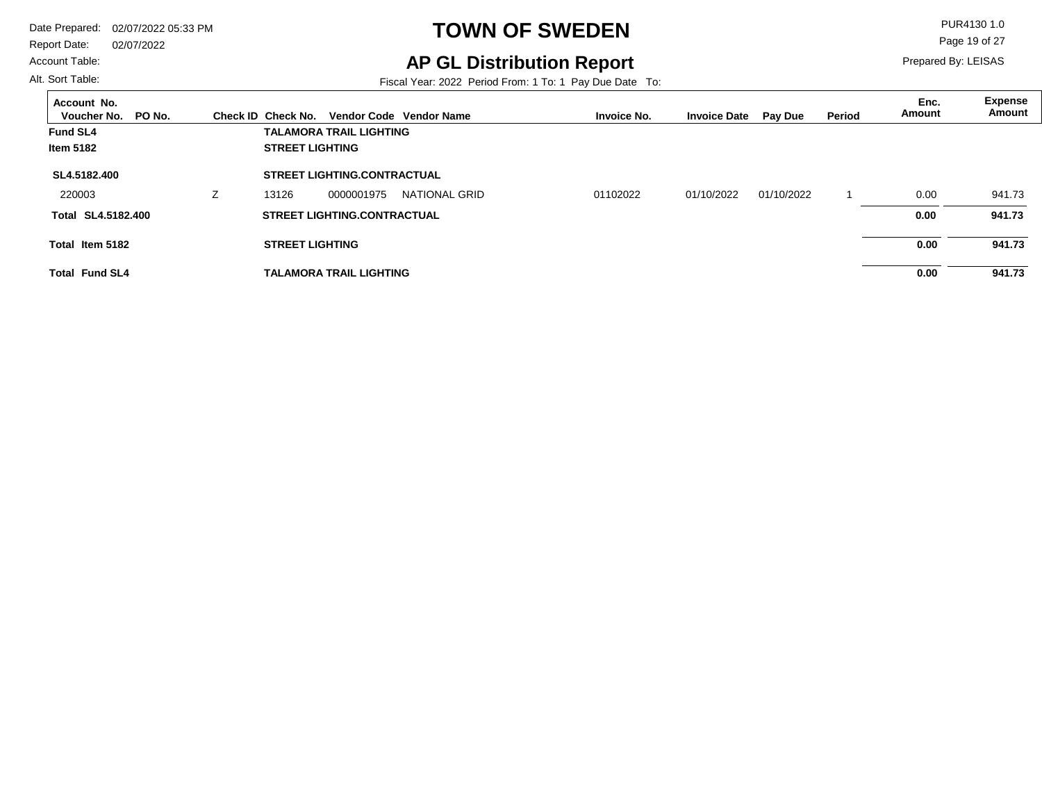# TOWN OF SWEDEN

## AP GL Distribution Report

Date Prepared: 02/07/2022 05:33 PM
Report Date: 02/07/2022
Account Table:
Alt. Sort Table:

PUR4130 1.0
Prepared By: LEISAS

Fiscal Year: 2022 Period From: 1 To: 1 Pay Due Date To:

| Account No. Voucher No. | PO No. | Check ID | Check No. | Vendor Code | Vendor Name | Invoice No. | Invoice Date | Pay Due | Period | Enc. Amount | Expense Amount |
|---|---|---|---|---|---|---|---|---|---|---|---|
| **Fund SL4** | | | **TALAMORA TRAIL LIGHTING** | | | | | | | | |
| **Item 5182** | | | **STREET LIGHTING** | | | | | | | | |
| **SL4.5182.400** | | | **STREET LIGHTING.CONTRACTUAL** | | | | | | | | |
| 220003 | | Z | 13126 | 0000001975 | NATIONAL GRID | 01102022 | 01/10/2022 | 01/10/2022 | 1 | 0.00 | 941.73 |
| **Total SL4.5182.400** | | | **STREET LIGHTING.CONTRACTUAL** | | | | | | | **0.00** | **941.73** |
| **Total Item 5182** | | | **STREET LIGHTING** | | | | | | | **0.00** | **941.73** |
| **Total Fund SL4** | | | **TALAMORA TRAIL LIGHTING** | | | | | | | **0.00** | **941.73** |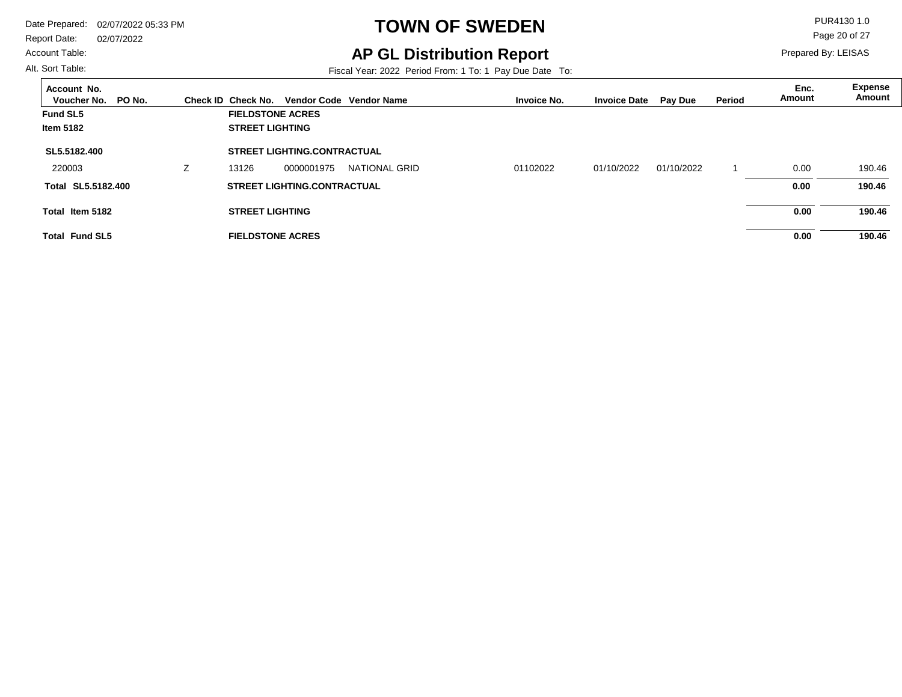# TOWN OF SWEDEN

## AP GL Distribution Report

Date Prepared: 02/07/2022 05:33 PM
Report Date: 02/07/2022
Account Table:
Alt. Sort Table:

PUR4130 1.0
Prepared By: LEISAS

Fiscal Year: 2022 Period From: 1 To: 1 Pay Due Date To:

| Account No. Voucher No. | PO No. | Check ID | Check No. | Vendor Code | Vendor Name | Invoice No. | Invoice Date | Pay Due | Period | Enc. Amount | Expense Amount |
|---|---|---|---|---|---|---|---|---|---|---|---|
| **Fund SL5** | | | **FIELDSTONE ACRES** | | | | | | | | |
| **Item 5182** | | | **STREET LIGHTING** | | | | | | | | |
| **SL5.5182.400** | | | **STREET LIGHTING.CONTRACTUAL** | | | | | | | | |
| 220003 | | Z | 13126 | 0000001975 | NATIONAL GRID | 01102022 | 01/10/2022 | 01/10/2022 | 1 | 0.00 | 190.46 |
| **Total SL5.5182.400** | | | **STREET LIGHTING.CONTRACTUAL** | | | | | | | **0.00** | **190.46** |
| **Total Item 5182** | | | **STREET LIGHTING** | | | | | | | **0.00** | **190.46** |
| **Total Fund SL5** | | | **FIELDSTONE ACRES** | | | | | | | **0.00** | **190.46** |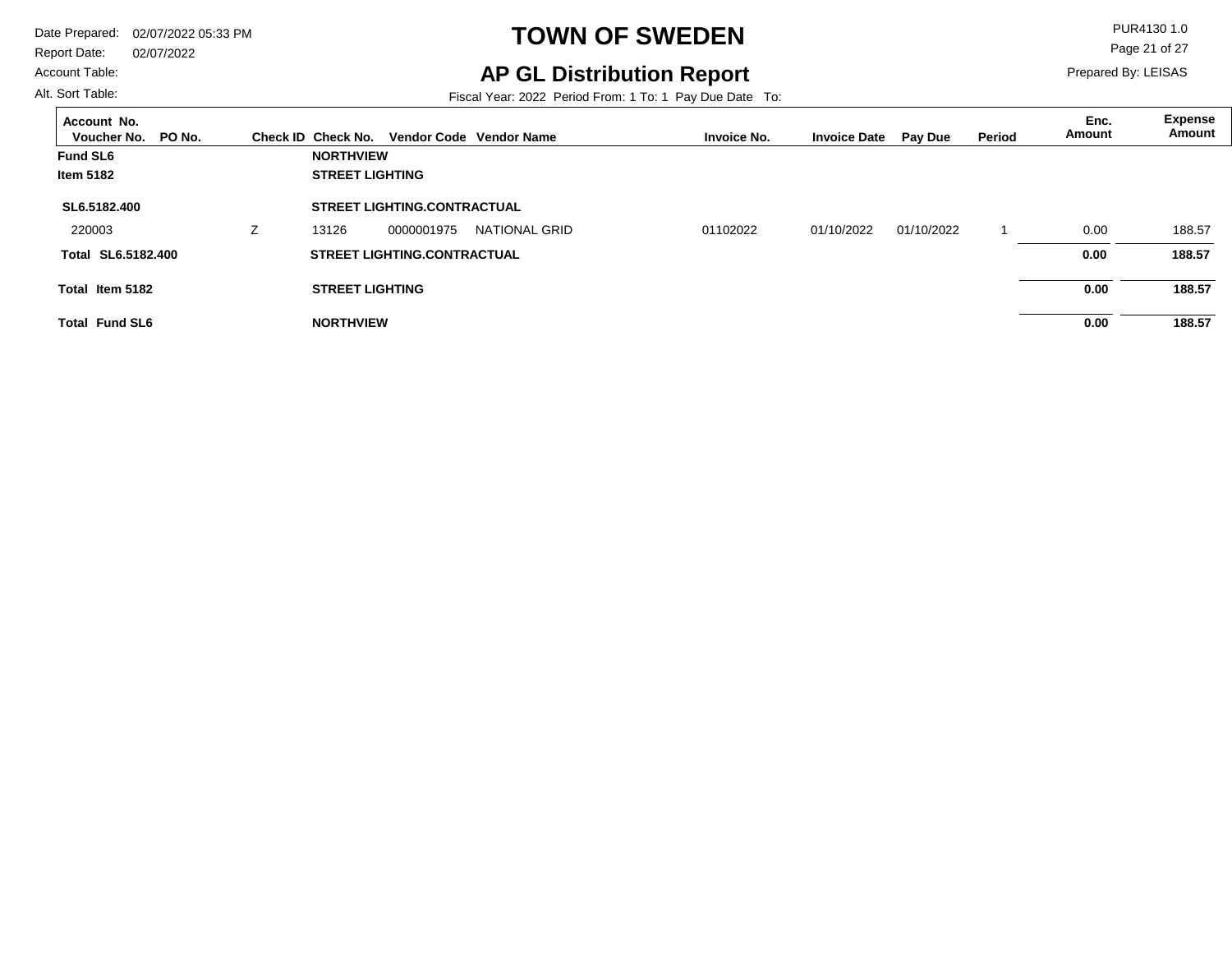# TOWN OF SWEDEN

## AP GL Distribution Report

Date Prepared: 02/07/2022 05:33 PM
Report Date: 02/07/2022
Account Table:
Alt. Sort Table:

PUR4130 1.0
Prepared By: LEISAS

Fiscal Year: 2022 Period From: 1 To: 1 Pay Due Date To:

| Account No. / Voucher No. | PO No. | Check ID | Check No. | Vendor Code | Vendor Name | Invoice No. | Invoice Date | Pay Due | Period | Enc. Amount | Expense Amount |
|---|---|---|---|---|---|---|---|---|---|---|---|
| **Fund SL6** | | | **NORTHVIEW** | | | | | | | | |
| **Item 5182** | | | **STREET LIGHTING** | | | | | | | | |
| **SL6.5182.400** | | | **STREET LIGHTING.CONTRACTUAL** | | | | | | | | |
| 220003 | | Z | 13126 | 0000001975 | NATIONAL GRID | 01102022 | 01/10/2022 | 01/10/2022 | 1 | 0.00 | 188.57 |
| **Total SL6.5182.400** | | | **STREET LIGHTING.CONTRACTUAL** | | | | | | | **0.00** | **188.57** |
| **Total Item 5182** | | | **STREET LIGHTING** | | | | | | | **0.00** | **188.57** |
| **Total Fund SL6** | | | **NORTHVIEW** | | | | | | | **0.00** | **188.57** |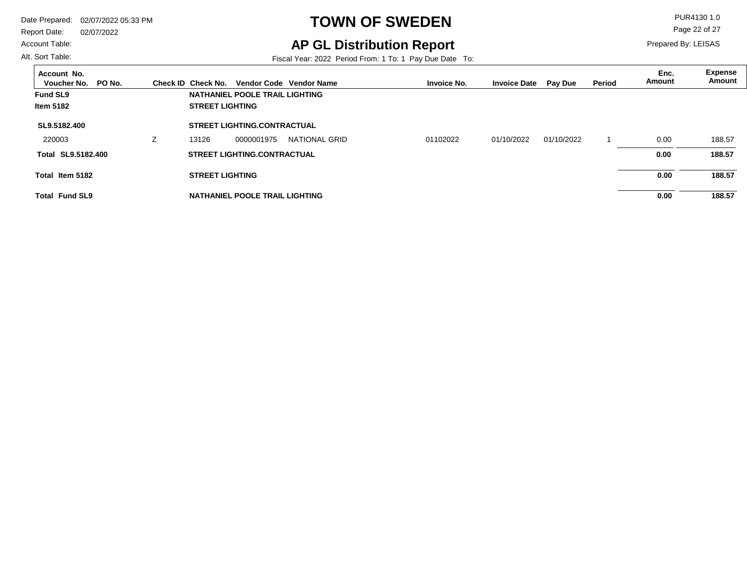# TOWN OF SWEDEN

## AP GL Distribution Report

Date Prepared: 02/07/2022 05:33 PM
Report Date: 02/07/2022
Account Table:
Alt. Sort Table:

PUR4130 1.0
Prepared By: LEISAS

Fiscal Year: 2022 Period From: 1 To: 1 Pay Due Date To:

| Account No. / Voucher No. | PO No. | Check ID | Check No. | Vendor Code | Vendor Name | Invoice No. | Invoice Date | Pay Due | Period | Enc. Amount | Expense Amount |
|---|---|---|---|---|---|---|---|---|---|---|---|
| **Fund SL9** | | | **NATHANIEL POOLE TRAIL LIGHTING** | | | | | | | | |
| **Item 5182** | | | **STREET LIGHTING** | | | | | | | | |
| **SL9.5182.400** | | | **STREET LIGHTING.CONTRACTUAL** | | | | | | | | |
| 220003 | | Z | 13126 | 0000001975 | NATIONAL GRID | 01102022 | 01/10/2022 | 01/10/2022 | 1 | 0.00 | 188.57 |
| **Total SL9.5182.400** | | | **STREET LIGHTING.CONTRACTUAL** | | | | | | | **0.00** | **188.57** |
| **Total Item 5182** | | | **STREET LIGHTING** | | | | | | | **0.00** | **188.57** |
| **Total Fund SL9** | | | **NATHANIEL POOLE TRAIL LIGHTING** | | | | | | | **0.00** | **188.57** |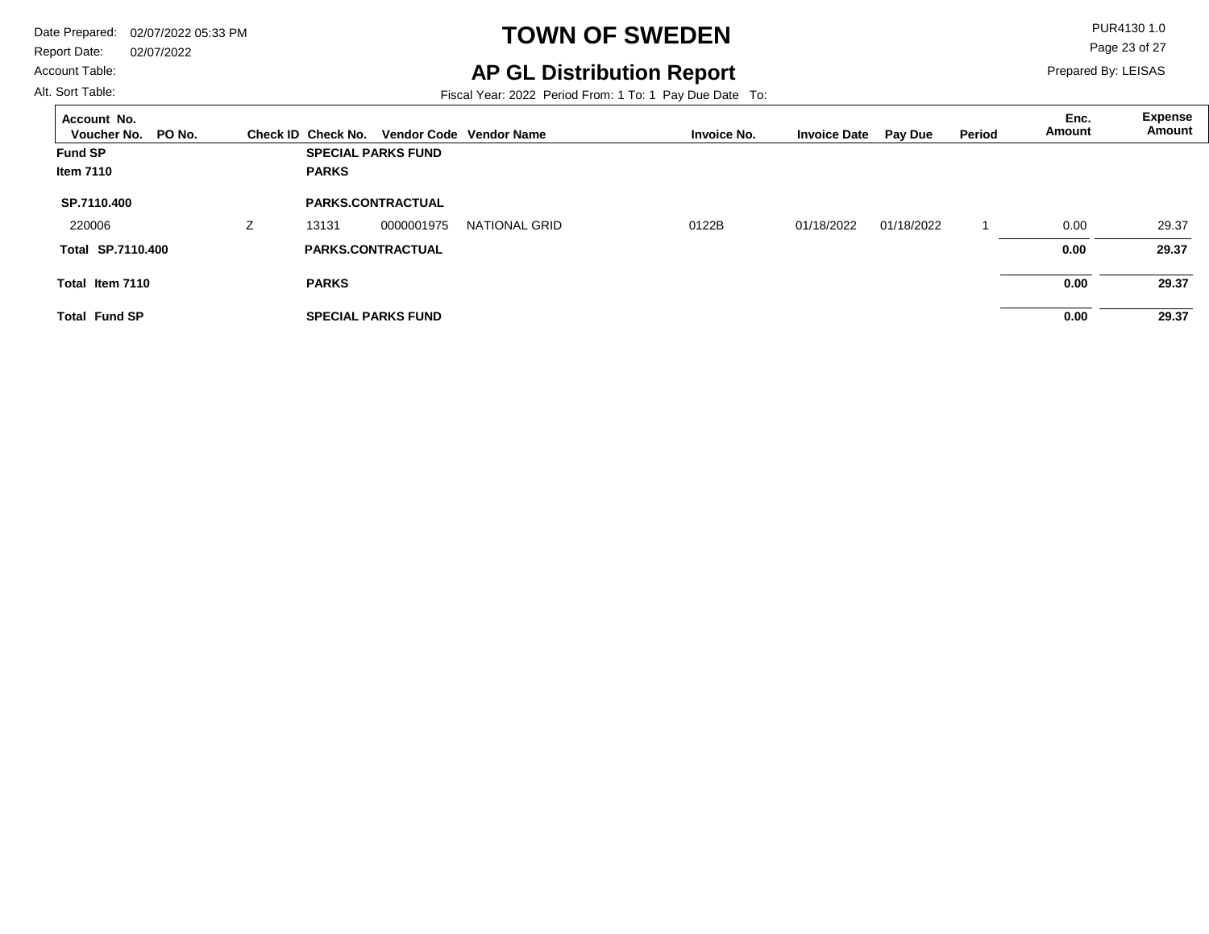# TOWN OF SWEDEN

## AP GL Distribution Report

Date Prepared: 02/07/2022 05:33 PM
Report Date: 02/07/2022
Account Table:
Alt. Sort Table:

PUR4130 1.0
Prepared By: LEISAS

Fiscal Year: 2022 Period From: 1 To: 1 Pay Due Date To:

| Account No. Voucher No. | PO No. | Check ID | Check No. | Vendor Code | Vendor Name | Invoice No. | Invoice Date | Pay Due | Period | Enc. Amount | Expense Amount |
|---|---|---|---|---|---|---|---|---|---|---|---|
| **Fund SP** | | | **SPECIAL PARKS FUND** | | | | | | | | |
| **Item 7110** | | | **PARKS** | | | | | | | | |
| **SP.7110.400** | | | **PARKS.CONTRACTUAL** | | | | | | | | |
| 220006 | | Z | 13131 | 0000001975 | NATIONAL GRID | 0122B | 01/18/2022 | 01/18/2022 | 1 | 0.00 | 29.37 |
| **Total SP.7110.400** | | | **PARKS.CONTRACTUAL** | | | | | | | **0.00** | **29.37** |
| **Total Item 7110** | | | **PARKS** | | | | | | | **0.00** | **29.37** |
| **Total Fund SP** | | | **SPECIAL PARKS FUND** | | | | | | | **0.00** | **29.37** |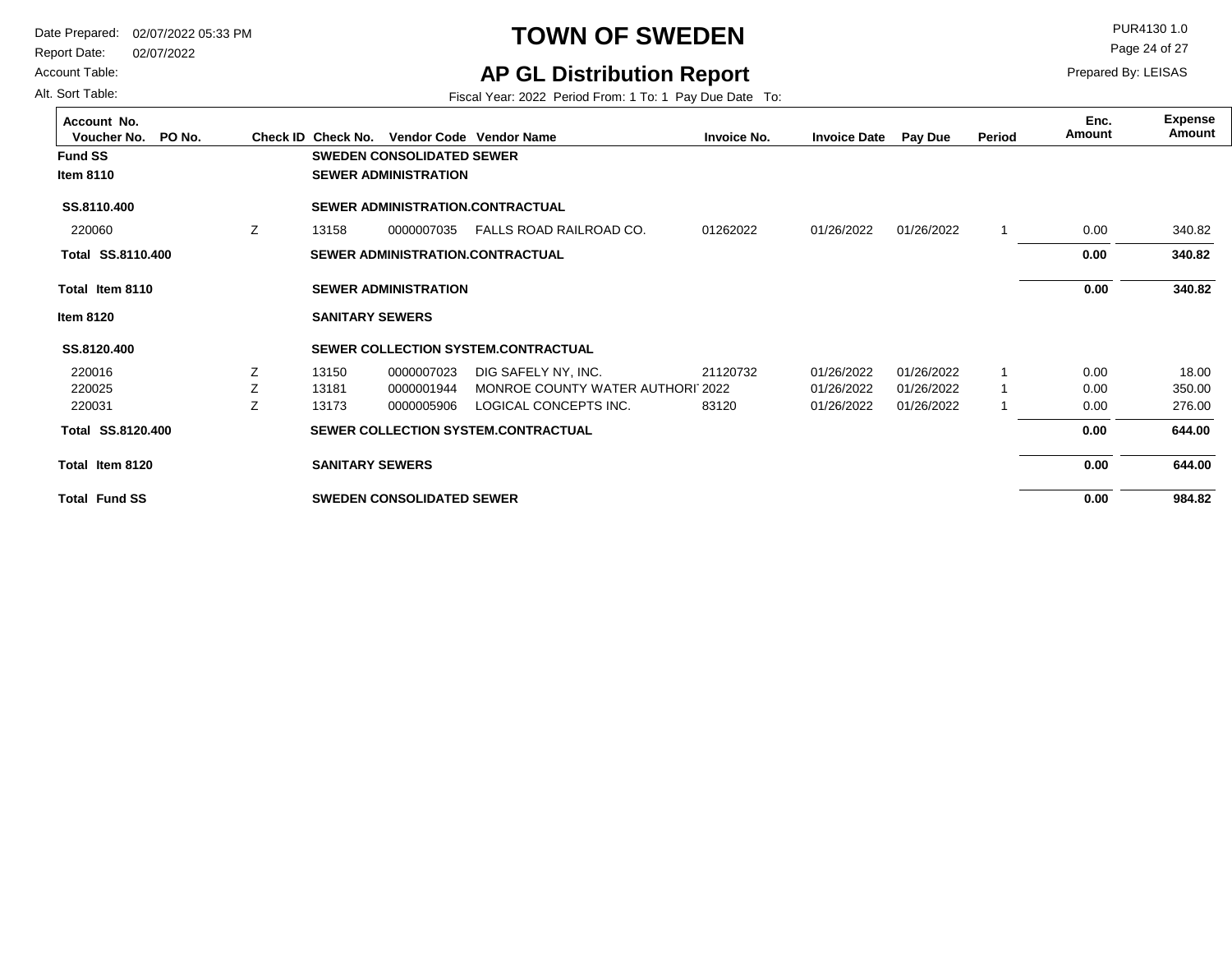# TOWN OF SWEDEN

## AP GL Distribution Report

Date Prepared: 02/07/2022 05:33 PM
Report Date: 02/07/2022
Account Table:
Alt. Sort Table:

PUR4130 1.0
Prepared By: LEISAS

Fiscal Year: 2022 Period From: 1 To: 1 Pay Due Date To:

| Account No. / Voucher No. | PO No. | Check ID | Check No. | Vendor Code | Vendor Name | Invoice No. | Invoice Date | Pay Due | Period | Enc. Amount | Expense Amount |
|---|---|---|---|---|---|---|---|---|---|---|---|
| **Fund SS** | | | **SWEDEN CONSOLIDATED SEWER** | | | | | | | | |
| **Item 8110** | | | **SEWER ADMINISTRATION** | | | | | | | | |
| **SS.8110.400** | | | **SEWER ADMINISTRATION.CONTRACTUAL** | | | | | | | | |
| 220060 | | Z | 13158 | 0000007035 | FALLS ROAD RAILROAD CO. | 01262022 | 01/26/2022 | 01/26/2022 | 1 | 0.00 | 340.82 |
| **Total SS.8110.400** | | | **SEWER ADMINISTRATION.CONTRACTUAL** | | | | | | | **0.00** | **340.82** |
| **Total Item 8110** | | | **SEWER ADMINISTRATION** | | | | | | | **0.00** | **340.82** |
| **Item 8120** | | | **SANITARY SEWERS** | | | | | | | | |
| **SS.8120.400** | | | **SEWER COLLECTION SYSTEM.CONTRACTUAL** | | | | | | | | |
| 220016 | | Z | 13150 | 0000007023 | DIG SAFELY NY, INC. | 21120732 | 01/26/2022 | 01/26/2022 | 1 | 0.00 | 18.00 |
| 220025 | | Z | 13181 | 0000001944 | MONROE COUNTY WATER AUTHORI | 2022 | 01/26/2022 | 01/26/2022 | 1 | 0.00 | 350.00 |
| 220031 | | Z | 13173 | 0000005906 | LOGICAL CONCEPTS INC. | 83120 | 01/26/2022 | 01/26/2022 | 1 | 0.00 | 276.00 |
| **Total SS.8120.400** | | | **SEWER COLLECTION SYSTEM.CONTRACTUAL** | | | | | | | **0.00** | **644.00** |
| **Total Item 8120** | | | **SANITARY SEWERS** | | | | | | | **0.00** | **644.00** |
| **Total Fund SS** | | | **SWEDEN CONSOLIDATED SEWER** | | | | | | | **0.00** | **984.82** |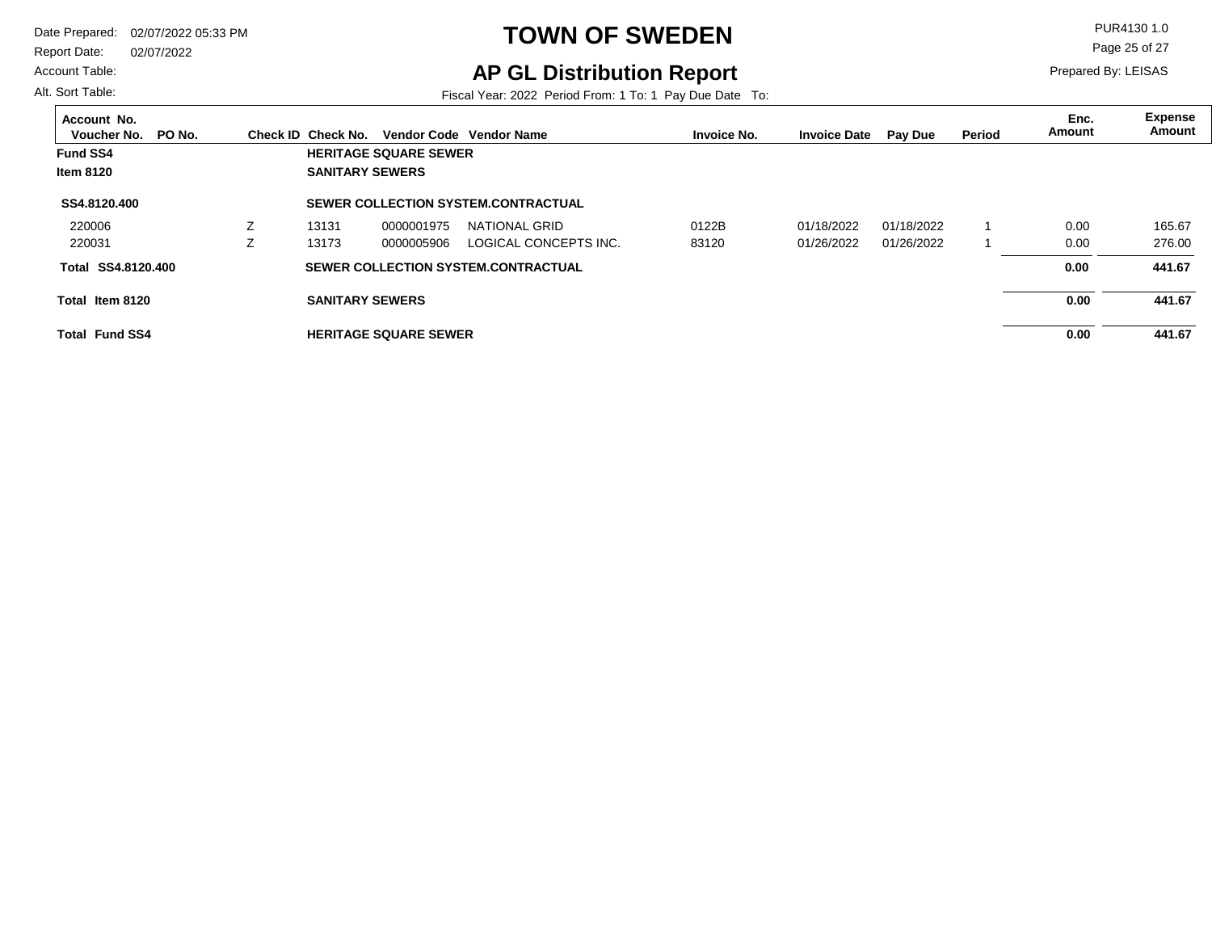Date Prepared: 02/07/2022 05:33 PM
Report Date: 02/07/2022
Account Table:
Alt. Sort Table:

# TOWN OF SWEDEN

## AP GL Distribution Report

Fiscal Year: 2022 Period From: 1 To: 1 Pay Due Date To:

PUR4130 1.0

Prepared By: LEISAS

| Account No. / Voucher No. | PO No. | Check ID | Check No. | Vendor Code | Vendor Name | Invoice No. | Invoice Date | Pay Due | Period | Enc. Amount | Expense Amount |
|---|---|---|---|---|---|---|---|---|---|---|---|
| **Fund SS4** | | | **HERITAGE SQUARE SEWER** | | | | | | | | |
| **Item 8120** | | | **SANITARY SEWERS** | | | | | | | | |
| **SS4.8120.400** | | | **SEWER COLLECTION SYSTEM.CONTRACTUAL** | | | | | | | | |
| 220006 | | Z | 13131 | 0000001975 | NATIONAL GRID | 0122B | 01/18/2022 | 01/18/2022 | 1 | 0.00 | 165.67 |
| 220031 | | Z | 13173 | 0000005906 | LOGICAL CONCEPTS INC. | 83120 | 01/26/2022 | 01/26/2022 | 1 | 0.00 | 276.00 |
| **Total SS4.8120.400** | | | **SEWER COLLECTION SYSTEM.CONTRACTUAL** | | | | | | | **0.00** | **441.67** |
| **Total Item 8120** | | | **SANITARY SEWERS** | | | | | | | **0.00** | **441.67** |
| **Total Fund SS4** | | | **HERITAGE SQUARE SEWER** | | | | | | | **0.00** | **441.67** |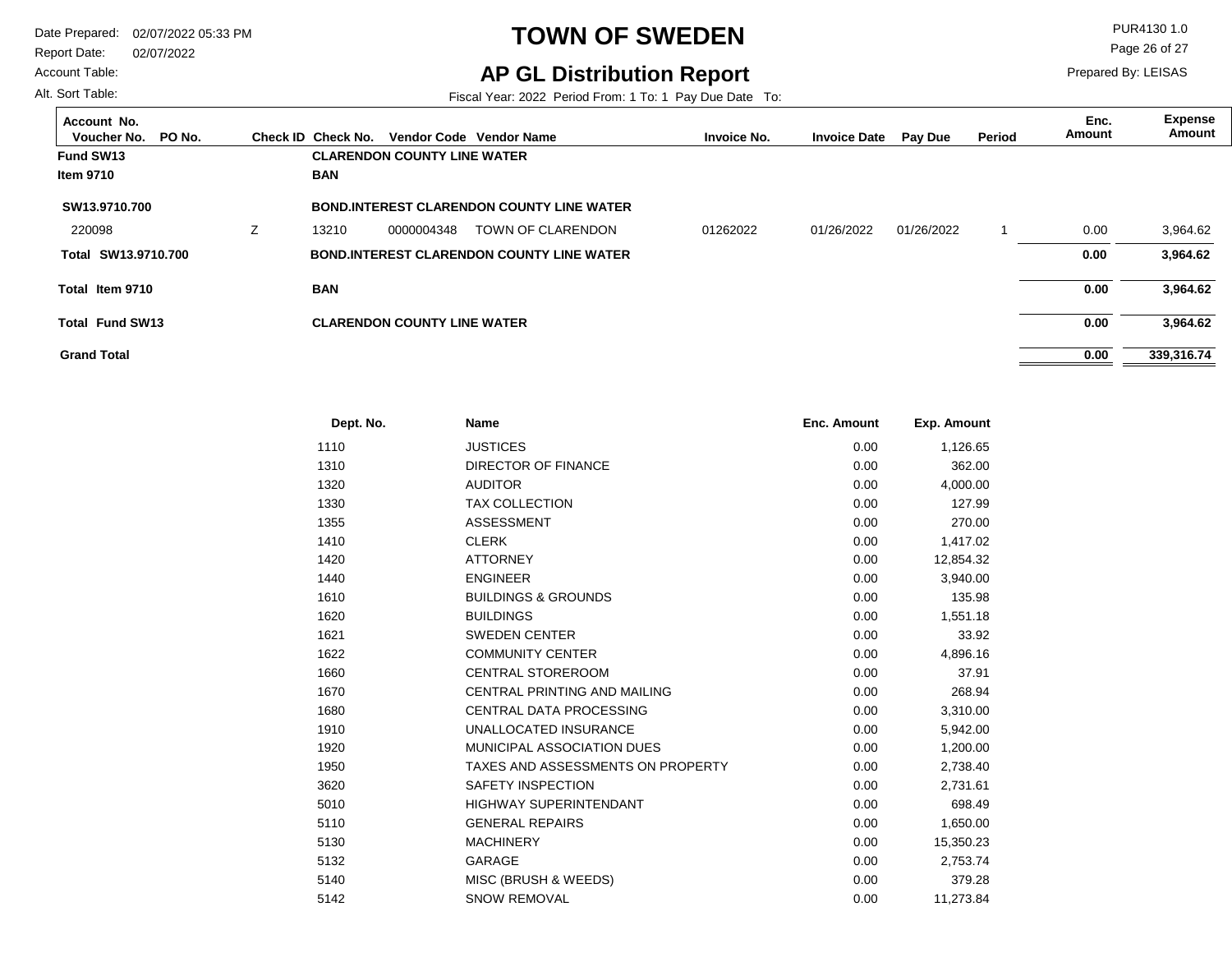# TOWN OF SWEDEN

## AP GL Distribution Report

Date Prepared: 02/07/2022 05:33 PM
Report Date: 02/07/2022
Account Table:
Alt. Sort Table:

PUR4130 1.0
Prepared By: LEISAS

Fiscal Year: 2022 Period From: 1 To: 1 Pay Due Date To:

| Account No. Voucher No. | PO No. | Check ID | Check No. | Vendor Code | Vendor Name | Invoice No. | Invoice Date | Pay Due | Period | Enc. Amount | Expense Amount |
|---|---|---|---|---|---|---|---|---|---|---|---|
| **Fund SW13** | | | **CLARENDON COUNTY LINE WATER** | | | | | | | | |
| **Item 9710** | | | **BAN** | | | | | | | | |
| **SW13.9710.700** | | | **BOND.INTEREST CLARENDON COUNTY LINE WATER** | | | | | | | | |
| 220098 | | Z | 13210 | 0000004348 | TOWN OF CLARENDON | 01262022 | 01/26/2022 | 01/26/2022 | 1 | 0.00 | 3,964.62 |
| **Total SW13.9710.700** | | | **BOND.INTEREST CLARENDON COUNTY LINE WATER** | | | | | | | **0.00** | **3,964.62** |
| **Total Item 9710** | | | **BAN** | | | | | | | **0.00** | **3,964.62** |
| **Total Fund SW13** | | | **CLARENDON COUNTY LINE WATER** | | | | | | | **0.00** | **3,964.62** |
| **Grand Total** | | | | | | | | | | **0.00** | **339,316.74** |

| Dept. No. | Name | Enc. Amount | Exp. Amount |
|---|---|---|---|
| 1110 | JUSTICES | 0.00 | 1,126.65 |
| 1310 | DIRECTOR OF FINANCE | 0.00 | 362.00 |
| 1320 | AUDITOR | 0.00 | 4,000.00 |
| 1330 | TAX COLLECTION | 0.00 | 127.99 |
| 1355 | ASSESSMENT | 0.00 | 270.00 |
| 1410 | CLERK | 0.00 | 1,417.02 |
| 1420 | ATTORNEY | 0.00 | 12,854.32 |
| 1440 | ENGINEER | 0.00 | 3,940.00 |
| 1610 | BUILDINGS & GROUNDS | 0.00 | 135.98 |
| 1620 | BUILDINGS | 0.00 | 1,551.18 |
| 1621 | SWEDEN CENTER | 0.00 | 33.92 |
| 1622 | COMMUNITY CENTER | 0.00 | 4,896.16 |
| 1660 | CENTRAL STOREROOM | 0.00 | 37.91 |
| 1670 | CENTRAL PRINTING AND MAILING | 0.00 | 268.94 |
| 1680 | CENTRAL DATA PROCESSING | 0.00 | 3,310.00 |
| 1910 | UNALLOCATED INSURANCE | 0.00 | 5,942.00 |
| 1920 | MUNICIPAL ASSOCIATION DUES | 0.00 | 1,200.00 |
| 1950 | TAXES AND ASSESSMENTS ON PROPERTY | 0.00 | 2,738.40 |
| 3620 | SAFETY INSPECTION | 0.00 | 2,731.61 |
| 5010 | HIGHWAY SUPERINTENDANT | 0.00 | 698.49 |
| 5110 | GENERAL REPAIRS | 0.00 | 1,650.00 |
| 5130 | MACHINERY | 0.00 | 15,350.23 |
| 5132 | GARAGE | 0.00 | 2,753.74 |
| 5140 | MISC (BRUSH & WEEDS) | 0.00 | 379.28 |
| 5142 | SNOW REMOVAL | 0.00 | 11,273.84 |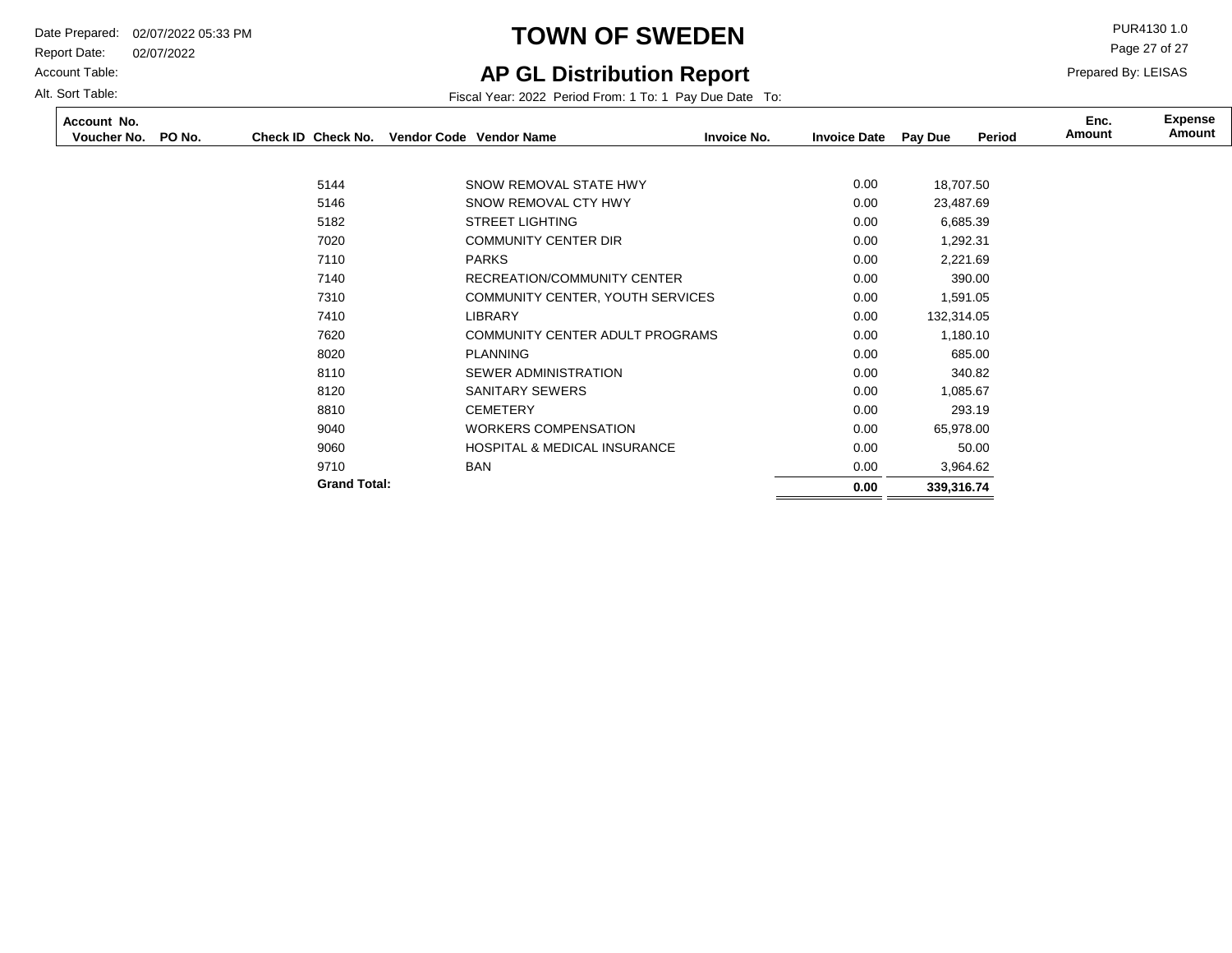# TOWN OF SWEDEN

## AP GL Distribution Report

Date Prepared: 02/07/2022 05:33 PM
Report Date: 02/07/2022
Account Table:
Alt. Sort Table:

PUR4130 1.0
Prepared By: LEISAS

Fiscal Year: 2022 Period From: 1 To: 1 Pay Due Date To:

| Account No. | | Enc. Amount | Expense Amount |
|---|---|---|---|
| 5144 | SNOW REMOVAL STATE HWY | 0.00 | 18,707.50 |
| 5146 | SNOW REMOVAL CTY HWY | 0.00 | 23,487.69 |
| 5182 | STREET LIGHTING | 0.00 | 6,685.39 |
| 7020 | COMMUNITY CENTER DIR | 0.00 | 1,292.31 |
| 7110 | PARKS | 0.00 | 2,221.69 |
| 7140 | RECREATION/COMMUNITY CENTER | 0.00 | 390.00 |
| 7310 | COMMUNITY CENTER, YOUTH SERVICES | 0.00 | 1,591.05 |
| 7410 | LIBRARY | 0.00 | 132,314.05 |
| 7620 | COMMUNITY CENTER ADULT PROGRAMS | 0.00 | 1,180.10 |
| 8020 | PLANNING | 0.00 | 685.00 |
| 8110 | SEWER ADMINISTRATION | 0.00 | 340.82 |
| 8120 | SANITARY SEWERS | 0.00 | 1,085.67 |
| 8810 | CEMETERY | 0.00 | 293.19 |
| 9040 | WORKERS COMPENSATION | 0.00 | 65,978.00 |
| 9060 | HOSPITAL & MEDICAL INSURANCE | 0.00 | 50.00 |
| 9710 | BAN | 0.00 | 3,964.62 |
| **Grand Total:** | | **0.00** | **339,316.74** |